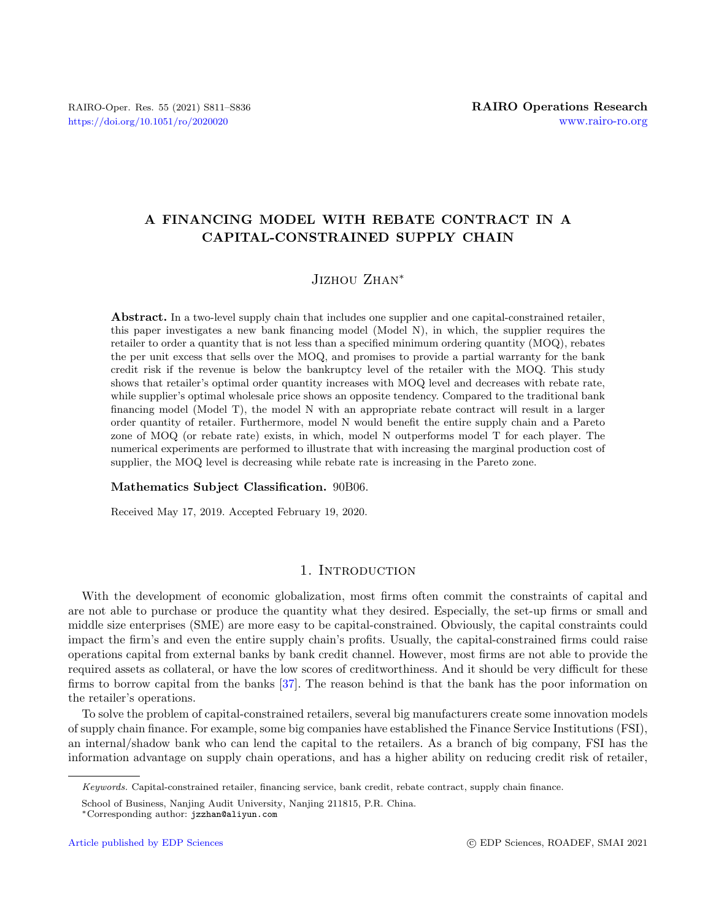# A FINANCING MODEL WITH REBATE CONTRACT IN A CAPITAL-CONSTRAINED SUPPLY CHAIN

Jizhou Zhan*

**Abstract.** In a two-level supply chain that includes one supplier and one capital-constrained retailer, this paper investigates a new bank financing model (Model N), in which, the supplier requires the retailer to order a quantity that is not less than a specified minimum ordering quantity (MOQ), rebates the per unit excess that sells over the MOQ, and promises to provide a partial warranty for the bank credit risk if the revenue is below the bankruptcy level of the retailer with the MOQ. This study shows that retailer's optimal order quantity increases with MOQ level and decreases with rebate rate, while supplier's optimal wholesale price shows an opposite tendency. Compared to the traditional bank financing model (Model T), the model N with an appropriate rebate contract will result in a larger order quantity of retailer. Furthermore, model N would benefit the entire supply chain and a Pareto zone of MOQ (or rebate rate) exists, in which, model N outperforms model T for each player. The numerical experiments are performed to illustrate that with increasing the marginal production cost of supplier, the MOQ level is decreasing while rebate rate is increasing in the Pareto zone.

**Mathematics Subject Classification.** 90B06.

Received May 17, 2019. Accepted February 19, 2020.

## 1. Introduction

With the development of economic globalization, most firms often commit the constraints of capital and are not able to purchase or produce the quantity what they desired. Especially, the set-up firms or small and middle size enterprises (SME) are more easy to be capital-constrained. Obviously, the capital constraints could impact the firm's and even the entire supply chain's profits. Usually, the capital-constrained firms could raise operations capital from external banks by bank credit channel. However, most firms are not able to provide the required assets as collateral, or have the low scores of creditworthiness. And it should be very difficult for these firms to borrow capital from the banks [37]. The reason behind is that the bank has the poor information on the retailer's operations.

To solve the problem of capital-constrained retailers, several big manufacturers create some innovation models of supply chain finance. For example, some big companies have established the Finance Service Institutions (FSI), an internal/shadow bank who can lend the capital to the retailers. As a branch of big company, FSI has the information advantage on supply chain operations, and has a higher ability on reducing credit risk of retailer,

---

*Keywords.* Capital-constrained retailer, financing service, bank credit, rebate contract, supply chain finance.

School of Business, Nanjing Audit University, Nanjing 211815, P.R. China.

*Corresponding author: jzzhan@aliyun.com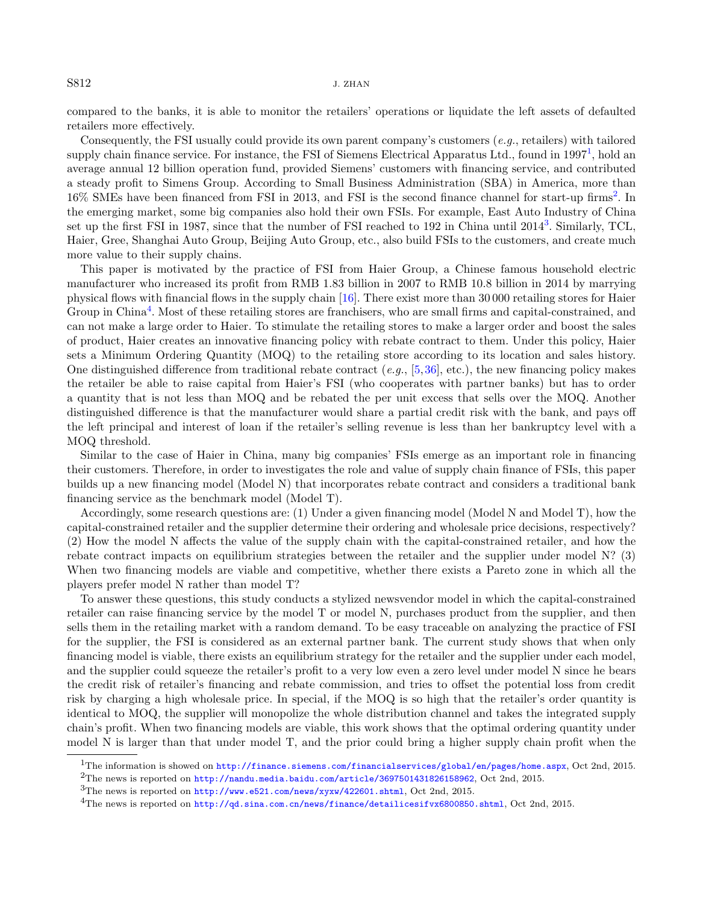compared to the banks, it is able to monitor the retailers' operations or liquidate the left assets of defaulted retailers more effectively.

Consequently, the FSI usually could provide its own parent company's customers (*e.g.*, retailers) with tailored supply chain finance service. For instance, the FSI of Siemens Electrical Apparatus Ltd., found in 1997[1], hold an average annual 12 billion operation fund, provided Siemens' customers with financing service, and contributed a steady profit to Simens Group. According to Small Business Administration (SBA) in America, more than 16% SMEs have been financed from FSI in 2013, and FSI is the second finance channel for start-up firms[2]. In the emerging market, some big companies also hold their own FSIs. For example, East Auto Industry of China set up the first FSI in 1987, since that the number of FSI reached to 192 in China until 2014[3]. Similarly, TCL, Haier, Gree, Shanghai Auto Group, Beijing Auto Group, etc., also build FSIs to the customers, and create much more value to their supply chains.

This paper is motivated by the practice of FSI from Haier Group, a Chinese famous household electric manufacturer who increased its profit from RMB 1.83 billion in 2007 to RMB 10.8 billion in 2014 by marrying physical flows with financial flows in the supply chain [16]. There exist more than 30 000 retailing stores for Haier Group in China[4]. Most of these retailing stores are franchisers, who are small firms and capital-constrained, and can not make a large order to Haier. To stimulate the retailing stores to make a larger order and boost the sales of product, Haier creates an innovative financing policy with rebate contract to them. Under this policy, Haier sets a Minimum Ordering Quantity (MOQ) to the retailing store according to its location and sales history. One distinguished difference from traditional rebate contract (*e.g.*, [5, 36], etc.), the new financing policy makes the retailer be able to raise capital from Haier's FSI (who cooperates with partner banks) but has to order a quantity that is not less than MOQ and be rebated the per unit excess that sells over the MOQ. Another distinguished difference is that the manufacturer would share a partial credit risk with the bank, and pays off the left principal and interest of loan if the retailer's selling revenue is less than her bankruptcy level with a MOQ threshold.

Similar to the case of Haier in China, many big companies' FSIs emerge as an important role in financing their customers. Therefore, in order to investigates the role and value of supply chain finance of FSIs, this paper builds up a new financing model (Model N) that incorporates rebate contract and considers a traditional bank financing service as the benchmark model (Model T).

Accordingly, some research questions are: (1) Under a given financing model (Model N and Model T), how the capital-constrained retailer and the supplier determine their ordering and wholesale price decisions, respectively? (2) How the model N affects the value of the supply chain with the capital-constrained retailer, and how the rebate contract impacts on equilibrium strategies between the retailer and the supplier under model N? (3) When two financing models are viable and competitive, whether there exists a Pareto zone in which all the players prefer model N rather than model T?

To answer these questions, this study conducts a stylized newsvendor model in which the capital-constrained retailer can raise financing service by the model T or model N, purchases product from the supplier, and then sells them in the retailing market with a random demand. To be easy traceable on analyzing the practice of FSI for the supplier, the FSI is considered as an external partner bank. The current study shows that when only financing model is viable, there exists an equilibrium strategy for the retailer and the supplier under each model, and the supplier could squeeze the retailer's profit to a very low even a zero level under model N since he bears the credit risk of retailer's financing and rebate commission, and tries to offset the potential loss from credit risk by charging a high wholesale price. In special, if the MOQ is so high that the retailer's order quantity is identical to MOQ, the supplier will monopolize the whole distribution channel and takes the integrated supply chain's profit. When two financing models are viable, this work shows that the optimal ordering quantity under model N is larger than that under model T, and the prior could bring a higher supply chain profit when the

[1] The information is showed on http://finance.siemens.com/financialservices/global/en/pages/home.aspx, Oct 2nd, 2015.
[2] The news is reported on http://nandu.media.baidu.com/article/3697501431826158962, Oct 2nd, 2015.
[3] The news is reported on http://www.e521.com/news/xyxw/422601.shtml, Oct 2nd, 2015.
[4] The news is reported on http://qd.sina.com.cn/news/finance/detailicesifvx6800850.shtml, Oct 2nd, 2015.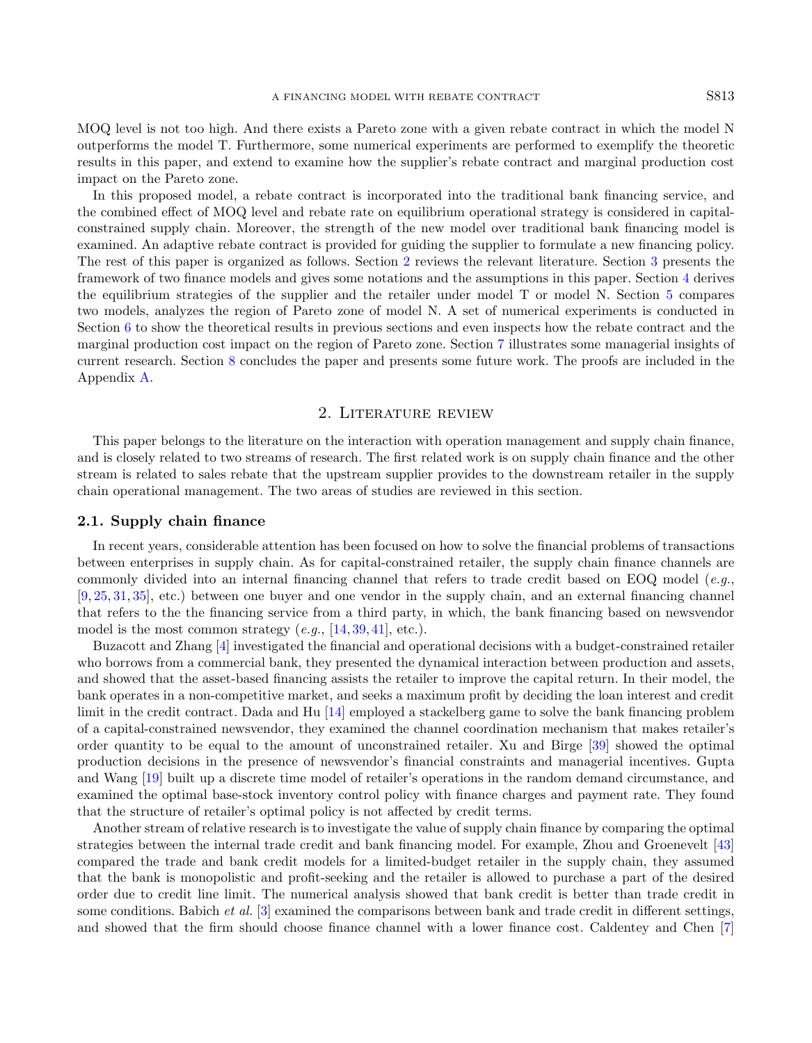MOQ level is not too high. And there exists a Pareto zone with a given rebate contract in which the model N outperforms the model T. Furthermore, some numerical experiments are performed to exemplify the theoretic results in this paper, and extend to examine how the supplier's rebate contract and marginal production cost impact on the Pareto zone.

In this proposed model, a rebate contract is incorporated into the traditional bank financing service, and the combined effect of MOQ level and rebate rate on equilibrium operational strategy is considered in capital-constrained supply chain. Moreover, the strength of the new model over traditional bank financing model is examined. An adaptive rebate contract is provided for guiding the supplier to formulate a new financing policy. The rest of this paper is organized as follows. Section 2 reviews the relevant literature. Section 3 presents the framework of two finance models and gives some notations and the assumptions in this paper. Section 4 derives the equilibrium strategies of the supplier and the retailer under model T or model N. Section 5 compares two models, analyzes the region of Pareto zone of model N. A set of numerical experiments is conducted in Section 6 to show the theoretical results in previous sections and even inspects how the rebate contract and the marginal production cost impact on the region of Pareto zone. Section 7 illustrates some managerial insights of current research. Section 8 concludes the paper and presents some future work. The proofs are included in the Appendix A.

## 2. Literature review

This paper belongs to the literature on the interaction with operation management and supply chain finance, and is closely related to two streams of research. The first related work is on supply chain finance and the other stream is related to sales rebate that the upstream supplier provides to the downstream retailer in the supply chain operational management. The two areas of studies are reviewed in this section.

### 2.1. Supply chain finance

In recent years, considerable attention has been focused on how to solve the financial problems of transactions between enterprises in supply chain. As for capital-constrained retailer, the supply chain finance channels are commonly divided into an internal financing channel that refers to trade credit based on EOQ model (*e.g.*, [9, 25, 31, 35], etc.) between one buyer and one vendor in the supply chain, and an external financing channel that refers to the the financing service from a third party, in which, the bank financing based on newsvendor model is the most common strategy (*e.g.*, [14, 39, 41], etc.).

Buzacott and Zhang [4] investigated the financial and operational decisions with a budget-constrained retailer who borrows from a commercial bank, they presented the dynamical interaction between production and assets, and showed that the asset-based financing assists the retailer to improve the capital return. In their model, the bank operates in a non-competitive market, and seeks a maximum profit by deciding the loan interest and credit limit in the credit contract. Dada and Hu [14] employed a stackelberg game to solve the bank financing problem of a capital-constrained newsvendor, they examined the channel coordination mechanism that makes retailer's order quantity to be equal to the amount of unconstrained retailer. Xu and Birge [39] showed the optimal production decisions in the presence of newsvendor's financial constraints and managerial incentives. Gupta and Wang [19] built up a discrete time model of retailer's operations in the random demand circumstance, and examined the optimal base-stock inventory control policy with finance charges and payment rate. They found that the structure of retailer's optimal policy is not affected by credit terms.

Another stream of relative research is to investigate the value of supply chain finance by comparing the optimal strategies between the internal trade credit and bank financing model. For example, Zhou and Groenevelt [43] compared the trade and bank credit models for a limited-budget retailer in the supply chain, they assumed that the bank is monopolistic and profit-seeking and the retailer is allowed to purchase a part of the desired order due to credit line limit. The numerical analysis showed that bank credit is better than trade credit in some conditions. Babich *et al.* [3] examined the comparisons between bank and trade credit in different settings, and showed that the firm should choose finance channel with a lower finance cost. Caldentey and Chen [7]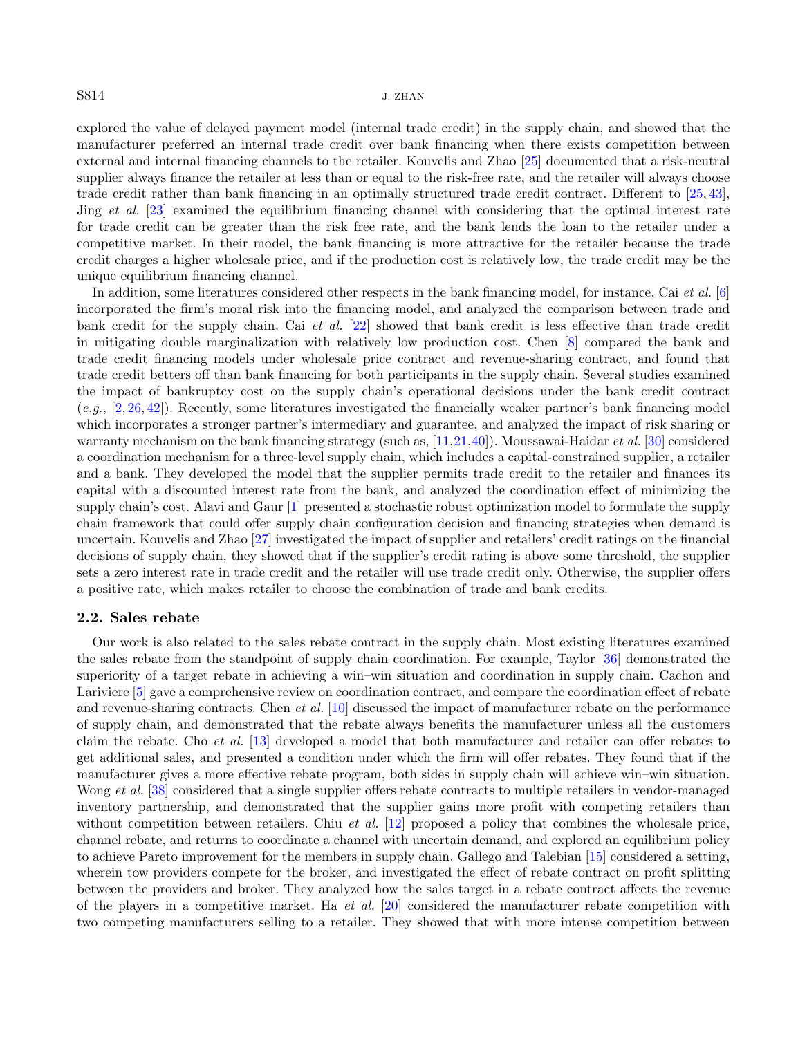explored the value of delayed payment model (internal trade credit) in the supply chain, and showed that the manufacturer preferred an internal trade credit over bank financing when there exists competition between external and internal financing channels to the retailer. Kouvelis and Zhao [25] documented that a risk-neutral supplier always finance the retailer at less than or equal to the risk-free rate, and the retailer will always choose trade credit rather than bank financing in an optimally structured trade credit contract. Different to [25, 43], Jing *et al.* [23] examined the equilibrium financing channel with considering that the optimal interest rate for trade credit can be greater than the risk free rate, and the bank lends the loan to the retailer under a competitive market. In their model, the bank financing is more attractive for the retailer because the trade credit charges a higher wholesale price, and if the production cost is relatively low, the trade credit may be the unique equilibrium financing channel.

In addition, some literatures considered other respects in the bank financing model, for instance, Cai *et al.* [6] incorporated the firm's moral risk into the financing model, and analyzed the comparison between trade and bank credit for the supply chain. Cai *et al.* [22] showed that bank credit is less effective than trade credit in mitigating double marginalization with relatively low production cost. Chen [8] compared the bank and trade credit financing models under wholesale price contract and revenue-sharing contract, and found that trade credit betters off than bank financing for both participants in the supply chain. Several studies examined the impact of bankruptcy cost on the supply chain's operational decisions under the bank credit contract (*e.g.*, [2, 26, 42]). Recently, some literatures investigated the financially weaker partner's bank financing model which incorporates a stronger partner's intermediary and guarantee, and analyzed the impact of risk sharing or warranty mechanism on the bank financing strategy (such as, [11,21,40]). Moussawai-Haidar *et al.* [30] considered a coordination mechanism for a three-level supply chain, which includes a capital-constrained supplier, a retailer and a bank. They developed the model that the supplier permits trade credit to the retailer and finances its capital with a discounted interest rate from the bank, and analyzed the coordination effect of minimizing the supply chain's cost. Alavi and Gaur [1] presented a stochastic robust optimization model to formulate the supply chain framework that could offer supply chain configuration decision and financing strategies when demand is uncertain. Kouvelis and Zhao [27] investigated the impact of supplier and retailers' credit ratings on the financial decisions of supply chain, they showed that if the supplier's credit rating is above some threshold, the supplier sets a zero interest rate in trade credit and the retailer will use trade credit only. Otherwise, the supplier offers a positive rate, which makes retailer to choose the combination of trade and bank credits.

### 2.2. Sales rebate

Our work is also related to the sales rebate contract in the supply chain. Most existing literatures examined the sales rebate from the standpoint of supply chain coordination. For example, Taylor [36] demonstrated the superiority of a target rebate in achieving a win–win situation and coordination in supply chain. Cachon and Lariviere [5] gave a comprehensive review on coordination contract, and compare the coordination effect of rebate and revenue-sharing contracts. Chen *et al.* [10] discussed the impact of manufacturer rebate on the performance of supply chain, and demonstrated that the rebate always benefits the manufacturer unless all the customers claim the rebate. Cho *et al.* [13] developed a model that both manufacturer and retailer can offer rebates to get additional sales, and presented a condition under which the firm will offer rebates. They found that if the manufacturer gives a more effective rebate program, both sides in supply chain will achieve win–win situation. Wong *et al.* [38] considered that a single supplier offers rebate contracts to multiple retailers in vendor-managed inventory partnership, and demonstrated that the supplier gains more profit with competing retailers than without competition between retailers. Chiu *et al.* [12] proposed a policy that combines the wholesale price, channel rebate, and returns to coordinate a channel with uncertain demand, and explored an equilibrium policy to achieve Pareto improvement for the members in supply chain. Gallego and Talebian [15] considered a setting, wherein tow providers compete for the broker, and investigated the effect of rebate contract on profit splitting between the providers and broker. They analyzed how the sales target in a rebate contract affects the revenue of the players in a competitive market. Ha *et al.* [20] considered the manufacturer rebate competition with two competing manufacturers selling to a retailer. They showed that with more intense competition between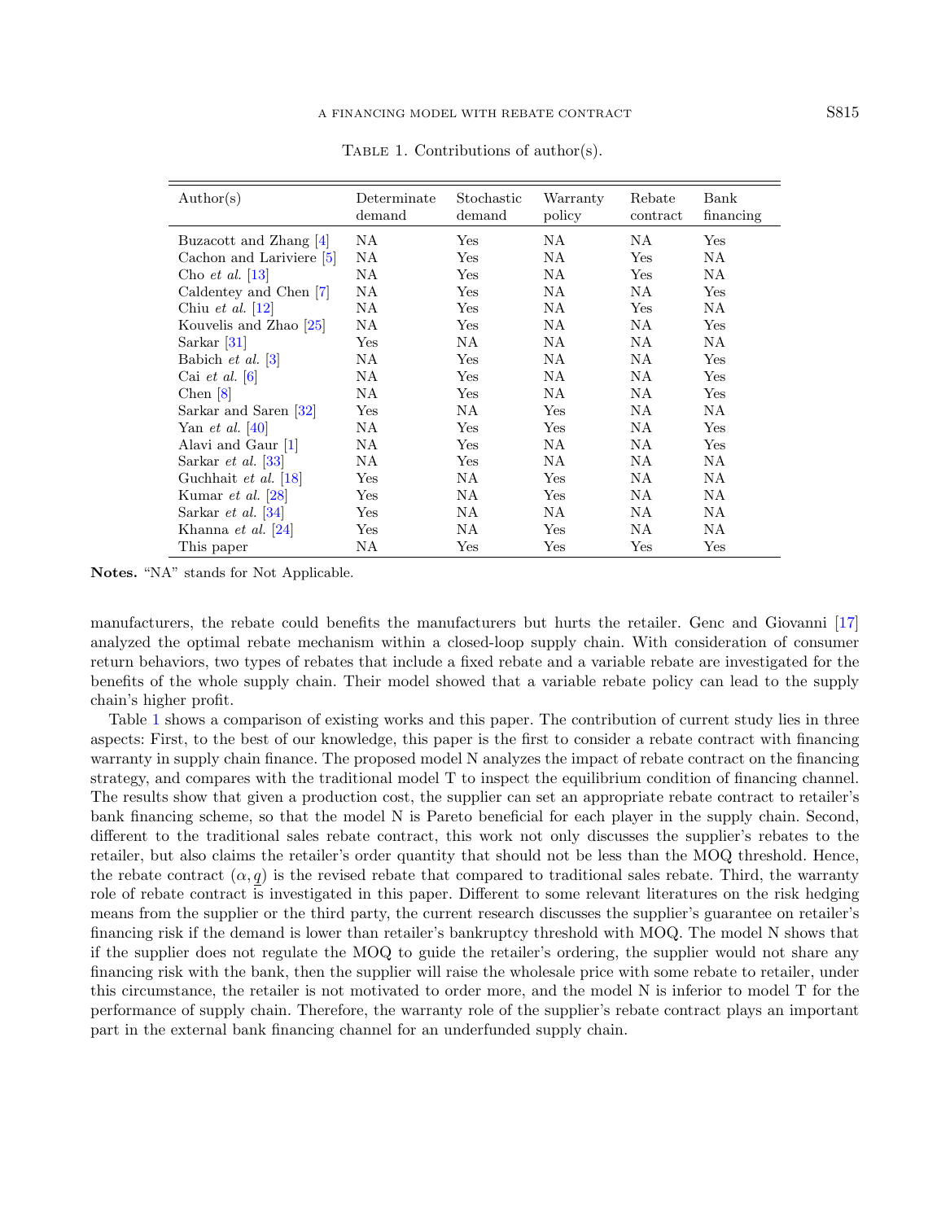Table 1. Contributions of author(s).

| Author(s) | Determinate demand | Stochastic demand | Warranty policy | Rebate contract | Bank financing |
|---|---|---|---|---|---|
| Buzacott and Zhang [4] | NA | Yes | NA | NA | Yes |
| Cachon and Lariviere [5] | NA | Yes | NA | Yes | NA |
| Cho *et al.* [13] | NA | Yes | NA | Yes | NA |
| Caldentey and Chen [7] | NA | Yes | NA | NA | Yes |
| Chiu *et al.* [12] | NA | Yes | NA | Yes | NA |
| Kouvelis and Zhao [25] | NA | Yes | NA | NA | Yes |
| Sarkar [31] | Yes | NA | NA | NA | NA |
| Babich *et al.* [3] | NA | Yes | NA | NA | Yes |
| Cai *et al.* [6] | NA | Yes | NA | NA | Yes |
| Chen [8] | NA | Yes | NA | NA | Yes |
| Sarkar and Saren [32] | Yes | NA | Yes | NA | NA |
| Yan *et al.* [40] | NA | Yes | Yes | NA | Yes |
| Alavi and Gaur [1] | NA | Yes | NA | NA | Yes |
| Sarkar *et al.* [33] | NA | Yes | NA | NA | NA |
| Guchhait *et al.* [18] | Yes | NA | Yes | NA | NA |
| Kumar *et al.* [28] | Yes | NA | Yes | NA | NA |
| Sarkar *et al.* [34] | Yes | NA | NA | NA | NA |
| Khanna *et al.* [24] | Yes | NA | Yes | NA | NA |
| This paper | NA | Yes | Yes | Yes | Yes |

**Notes.** "NA" stands for Not Applicable.

manufacturers, the rebate could benefits the manufacturers but hurts the retailer. Genc and Giovanni [17] analyzed the optimal rebate mechanism within a closed-loop supply chain. With consideration of consumer return behaviors, two types of rebates that include a fixed rebate and a variable rebate are investigated for the benefits of the whole supply chain. Their model showed that a variable rebate policy can lead to the supply chain's higher profit.

Table 1 shows a comparison of existing works and this paper. The contribution of current study lies in three aspects: First, to the best of our knowledge, this paper is the first to consider a rebate contract with financing warranty in supply chain finance. The proposed model N analyzes the impact of rebate contract on the financing strategy, and compares with the traditional model T to inspect the equilibrium condition of financing channel. The results show that given a production cost, the supplier can set an appropriate rebate contract to retailer's bank financing scheme, so that the model N is Pareto beneficial for each player in the supply chain. Second, different to the traditional sales rebate contract, this work not only discusses the supplier's rebates to the retailer, but also claims the retailer's order quantity that should not be less than the MOQ threshold. Hence, the rebate contract $(\alpha, \underline{q})$ is the revised rebate that compared to traditional sales rebate. Third, the warranty role of rebate contract is investigated in this paper. Different to some relevant literatures on the risk hedging means from the supplier or the third party, the current research discusses the supplier's guarantee on retailer's financing risk if the demand is lower than retailer's bankruptcy threshold with MOQ. The model N shows that if the supplier does not regulate the MOQ to guide the retailer's ordering, the supplier would not share any financing risk with the bank, then the supplier will raise the wholesale price with some rebate to retailer, under this circumstance, the retailer is not motivated to order more, and the model N is inferior to model T for the performance of supply chain. Therefore, the warranty role of the supplier's rebate contract plays an important part in the external bank financing channel for an underfunded supply chain.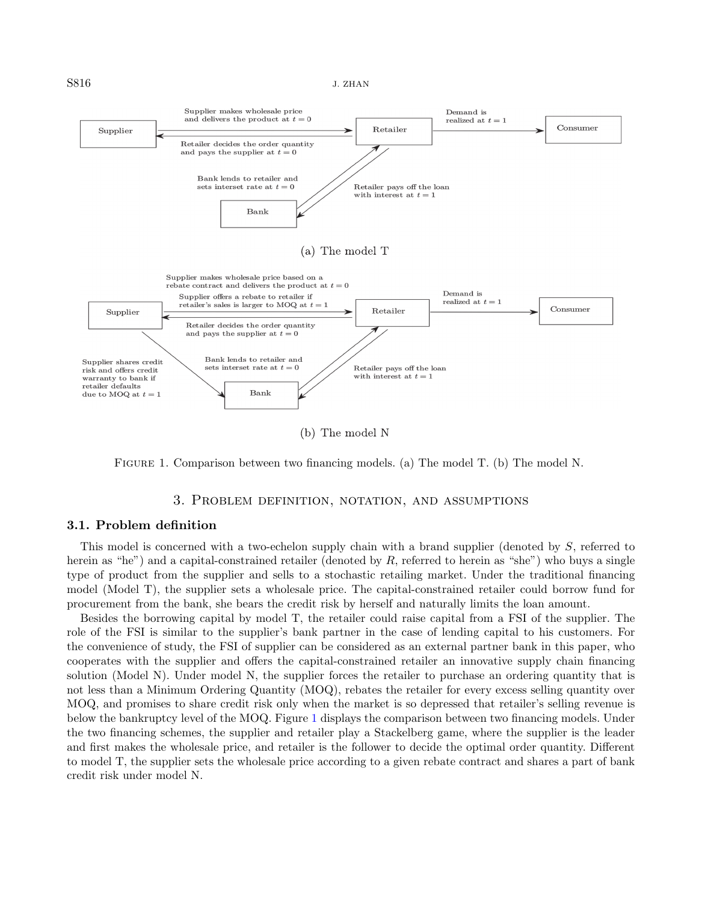Supplier

Supplier makes wholesale price and delivers the product at $t = 0$

Retailer decides the order quantity and pays the supplier at $t = 0$

Retailer

Demand is realized at $t = 1$

Consumer

Bank lends to retailer and sets interset rate at $t = 0$

Retailer pays off the loan with interest at $t = 1$

Bank

(a) The model T

Supplier

Supplier makes wholesale price based on a rebate contract and delivers the product at $t = 0$

Supplier offers a rebate to retailer if retailer's sales is larger to MOQ at $t = 1$

Retailer decides the order quantity and pays the supplier at $t = 0$

Retailer

Demand is realized at $t = 1$

Consumer

Supplier shares credit risk and offers credit warranty to bank if retailer defaults due to MOQ at $t = 1$

Bank lends to retailer and sets interset rate at $t = 0$

Retailer pays off the loan with interest at $t = 1$

Bank

(b) The model N

Figure 1. Comparison between two financing models. (a) The model T. (b) The model N.

## 3. Problem definition, notation, and assumptions

### 3.1. Problem definition

This model is concerned with a two-echelon supply chain with a brand supplier (denoted by $S$, referred to herein as "he") and a capital-constrained retailer (denoted by $R$, referred to herein as "she") who buys a single type of product from the supplier and sells to a stochastic retailing market. Under the traditional financing model (Model T), the supplier sets a wholesale price. The capital-constrained retailer could borrow fund for procurement from the bank, she bears the credit risk by herself and naturally limits the loan amount.

Besides the borrowing capital by model T, the retailer could raise capital from a FSI of the supplier. The role of the FSI is similar to the supplier's bank partner in the case of lending capital to his customers. For the convenience of study, the FSI of supplier can be considered as an external partner bank in this paper, who cooperates with the supplier and offers the capital-constrained retailer an innovative supply chain financing solution (Model N). Under model N, the supplier forces the retailer to purchase an ordering quantity that is not less than a Minimum Ordering Quantity (MOQ), rebates the retailer for every excess selling quantity over MOQ, and promises to share credit risk only when the market is so depressed that retailer's selling revenue is below the bankruptcy level of the MOQ. Figure 1 displays the comparison between two financing models. Under the two financing schemes, the supplier and retailer play a Stackelberg game, where the supplier is the leader and first makes the wholesale price, and retailer is the follower to decide the optimal order quantity. Different to model T, the supplier sets the wholesale price according to a given rebate contract and shares a part of bank credit risk under model N.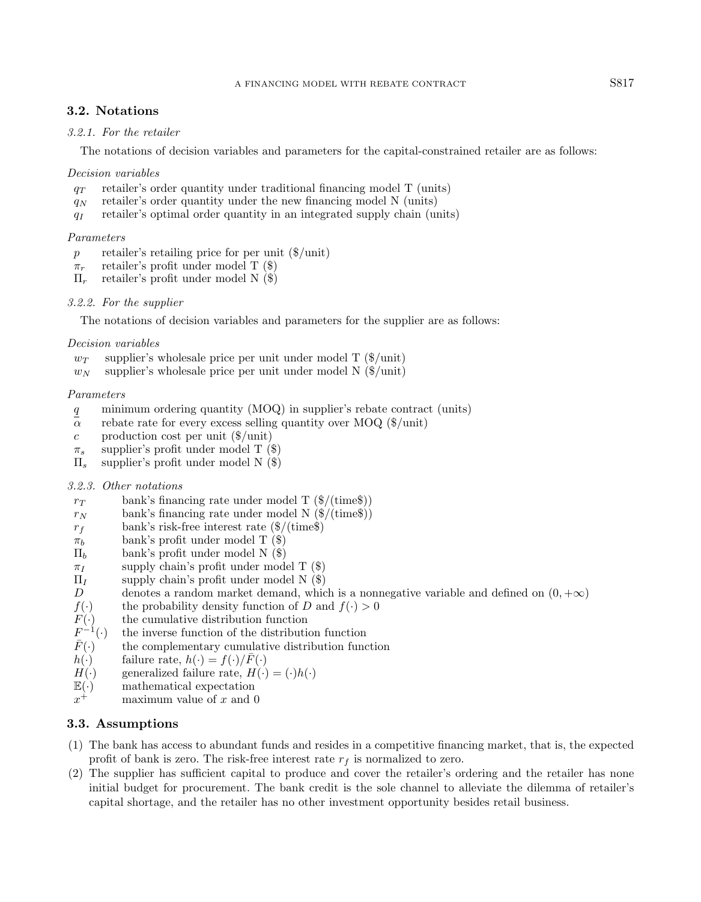### 3.2. Notations

#### 3.2.1. For the retailer

The notations of decision variables and parameters for the capital-constrained retailer are as follows:

*Decision variables*

- $q_T$ retailer's order quantity under traditional financing model T (units)
- $q_N$ retailer's order quantity under the new financing model N (units)
- $q_I$ retailer's optimal order quantity in an integrated supply chain (units)

*Parameters*

- $p$ retailer's retailing price for per unit (\$/unit)
- $\pi_r$ retailer's profit under model T (\$)
- $\Pi_r$ retailer's profit under model N (\$)

#### 3.2.2. For the supplier

The notations of decision variables and parameters for the supplier are as follows:

*Decision variables*

- $w_T$ supplier's wholesale price per unit under model T (\$/unit)
- $w_N$ supplier's wholesale price per unit under model N (\$/unit)

*Parameters*

- $\underline{q}$ minimum ordering quantity (MOQ) in supplier's rebate contract (units)
- $\alpha$ rebate rate for every excess selling quantity over MOQ (\$/unit)
- $c$ production cost per unit (\$/unit)
- $\pi_s$ supplier's profit under model T (\$)
- $\Pi_s$ supplier's profit under model N (\$)

#### 3.2.3. Other notations

- $r_T$ bank's financing rate under model T (\$/(time\$))
- $r_N$ bank's financing rate under model N (\$/(time\$))
- $r_f$ bank's risk-free interest rate (\$/(time\$)
- $\pi_b$ bank's profit under model T (\$)
- $\Pi_b$ bank's profit under model N (\$)
- $\pi_I$ supply chain's profit under model T (\$)
- $\Pi_I$ supply chain's profit under model N (\$)
- $D$ denotes a random market demand, which is a nonnegative variable and defined on $(0, +\infty)$
- $f(\cdot)$ the probability density function of $D$ and $f(\cdot) > 0$
- $F(\cdot)$ the cumulative distribution function
- $F^{-1}(\cdot)$ the inverse function of the distribution function
- $\bar{F}(\cdot)$ the complementary cumulative distribution function
- $h(\cdot)$ failure rate, $h(\cdot) = f(\cdot)/\bar{F}(\cdot)$
- $H(\cdot)$ generalized failure rate, $H(\cdot) = (\cdot)h(\cdot)$
- $\mathbb{E}(\cdot)$ mathematical expectation
- $x^+$ maximum value of $x$ and 0

### 3.3. Assumptions

(1) The bank has access to abundant funds and resides in a competitive financing market, that is, the expected profit of bank is zero. The risk-free interest rate $r_f$ is normalized to zero.

(2) The supplier has sufficient capital to produce and cover the retailer's ordering and the retailer has none initial budget for procurement. The bank credit is the sole channel to alleviate the dilemma of retailer's capital shortage, and the retailer has no other investment opportunity besides retail business.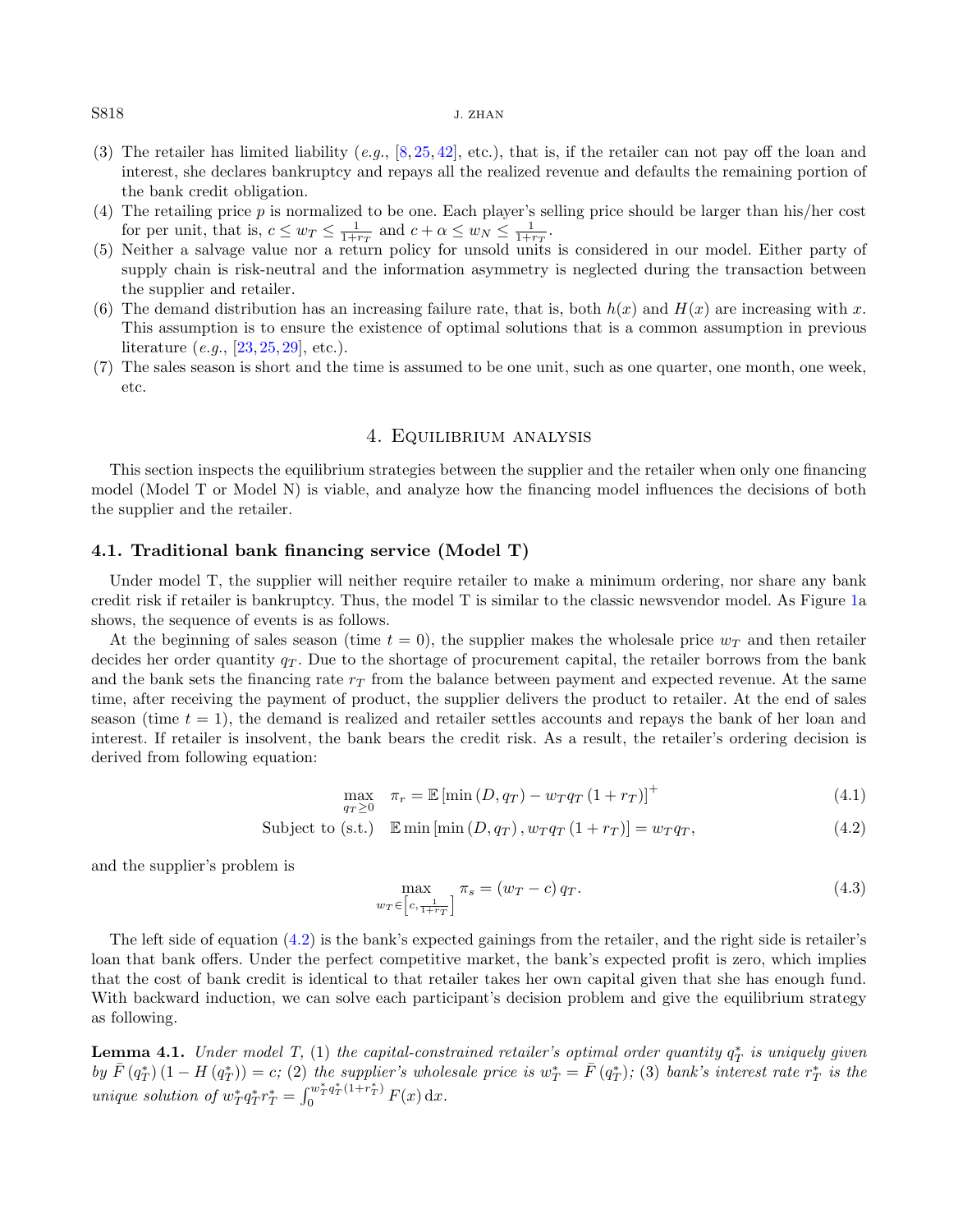(3) The retailer has limited liability (*e.g.*, [8,25,42], etc.), that is, if the retailer can not pay off the loan and interest, she declares bankruptcy and repays all the realized revenue and defaults the remaining portion of the bank credit obligation.
(4) The retailing price $p$ is normalized to be one. Each player's selling price should be larger than his/her cost for per unit, that is, $c \leq w_T \leq \frac{1}{1+r_T}$ and $c + \alpha \leq w_N \leq \frac{1}{1+r_T}$.
(5) Neither a salvage value nor a return policy for unsold units is considered in our model. Either party of supply chain is risk-neutral and the information asymmetry is neglected during the transaction between the supplier and retailer.
(6) The demand distribution has an increasing failure rate, that is, both $h(x)$ and $H(x)$ are increasing with $x$. This assumption is to ensure the existence of optimal solutions that is a common assumption in previous literature (*e.g.*, [23,25,29], etc.).
(7) The sales season is short and the time is assumed to be one unit, such as one quarter, one month, one week, etc.

## 4. Equilibrium analysis

This section inspects the equilibrium strategies between the supplier and the retailer when only one financing model (Model T or Model N) is viable, and analyze how the financing model influences the decisions of both the supplier and the retailer.

### 4.1. Traditional bank financing service (Model T)

Under model T, the supplier will neither require retailer to make a minimum ordering, nor share any bank credit risk if retailer is bankruptcy. Thus, the model T is similar to the classic newsvendor model. As Figure 1a shows, the sequence of events is as follows.

At the beginning of sales season (time $t = 0$), the supplier makes the wholesale price $w_T$ and then retailer decides her order quantity $q_T$. Due to the shortage of procurement capital, the retailer borrows from the bank and the bank sets the financing rate $r_T$ from the balance between payment and expected revenue. At the same time, after receiving the payment of product, the supplier delivers the product to retailer. At the end of sales season (time $t = 1$), the demand is realized and retailer settles accounts and repays the bank of her loan and interest. If retailer is insolvent, the bank bears the credit risk. As a result, the retailer's ordering decision is derived from following equation:

$$\max_{q_T \geq 0} \quad \pi_r = \mathbb{E}\left[\min\left(D, q_T\right) - w_T q_T \left(1 + r_T\right)\right]^+ \tag{4.1}$$

$$\text{Subject to (s.t.)} \quad \mathbb{E} \min\left[\min\left(D, q_T\right), w_T q_T \left(1 + r_T\right)\right] = w_T q_T, \tag{4.2}$$

and the supplier's problem is

$$\max_{w_T \in \left[c, \frac{1}{1+r_T}\right]} \pi_s = \left(w_T - c\right) q_T. \tag{4.3}$$

The left side of equation (4.2) is the bank's expected gainings from the retailer, and the right side is retailer's loan that bank offers. Under the perfect competitive market, the bank's expected profit is zero, which implies that the cost of bank credit is identical to that retailer takes her own capital given that she has enough fund. With backward induction, we can solve each participant's decision problem and give the equilibrium strategy as following.

**Lemma 4.1.** *Under model T,* (1) *the capital-constrained retailer's optimal order quantity $q_T^*$ is uniquely given by $\bar{F}\left(q_T^*\right)\left(1 - H\left(q_T^*\right)\right) = c$;* (2) *the supplier's wholesale price is $w_T^* = \bar{F}\left(q_T^*\right)$;* (3) *bank's interest rate $r_T^*$ is the unique solution of $w_T^* q_T^* r_T^* = \int_0^{w_T^* q_T^* (1+r_T^*)} F(x)\,\mathrm{d}x$.*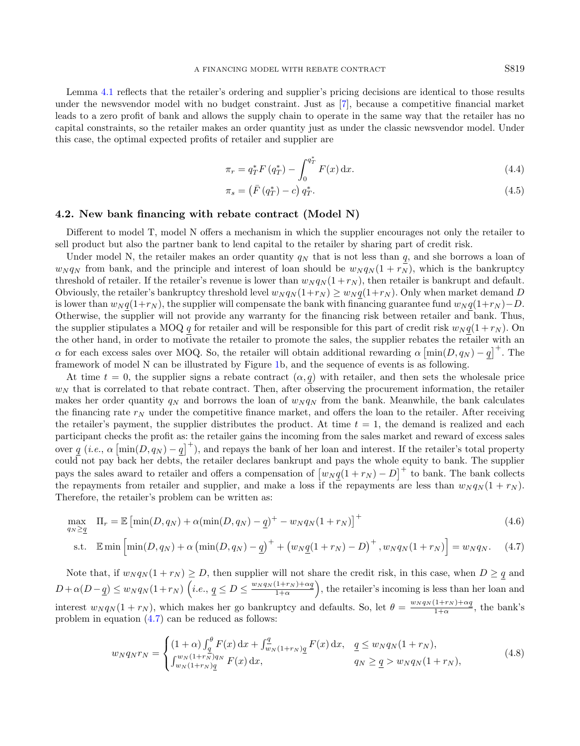Lemma 4.1 reflects that the retailer's ordering and supplier's pricing decisions are identical to those results under the newsvendor model with no budget constraint. Just as [7], because a competitive financial market leads to a zero profit of bank and allows the supply chain to operate in the same way that the retailer has no capital constraints, so the retailer makes an order quantity just as under the classic newsvendor model. Under this case, the optimal expected profits of retailer and supplier are

$$\pi_r = q_T^* F\left(q_T^*\right) - \int_0^{q_T^*} F(x)\,\mathrm{d}x. \tag{4.4}$$

$$\pi_s = \left(\bar{F}\left(q_T^*\right) - c\right) q_T^*. \tag{4.5}$$

### 4.2. New bank financing with rebate contract (Model N)

Different to model T, model N offers a mechanism in which the supplier encourages not only the retailer to sell product but also the partner bank to lend capital to the retailer by sharing part of credit risk.

Under model N, the retailer makes an order quantity $q_N$ that is not less than $\underline{q}$, and she borrows a loan of $w_N q_N$ from bank, and the principle and interest of loan should be $w_N q_N(1+r_N)$, which is the bankruptcy threshold of retailer. If the retailer's revenue is lower than $w_N q_N(1+r_N)$, then retailer is bankrupt and default. Obviously, the retailer's bankruptcy threshold level $w_N q_N(1+r_N) \geq w_N \underline{q}(1+r_N)$. Only when market demand $D$ is lower than $w_N \underline{q}(1+r_N)$, the supplier will compensate the bank with financing guarantee fund $w_N \underline{q}(1+r_N) - D$. Otherwise, the supplier will not provide any warranty for the financing risk between retailer and bank. Thus, the supplier stipulates a MOQ $\underline{q}$ for retailer and will be responsible for this part of credit risk $w_N \underline{q}(1+r_N)$. On the other hand, in order to motivate the retailer to promote the sales, the supplier rebates the retailer with an $\alpha$ for each excess sales over MOQ. So, the retailer will obtain additional rewarding $\alpha\left[\min(D, q_N) - \underline{q}\right]^+$. The framework of model N can be illustrated by Figure 1b, and the sequence of events is as following.

At time $t = 0$, the supplier signs a rebate contract $(\alpha, \underline{q})$ with retailer, and then sets the wholesale price $w_N$ that is correlated to that rebate contract. Then, after observing the procurement information, the retailer makes her order quantity $q_N$ and borrows the loan of $w_N q_N$ from the bank. Meanwhile, the bank calculates the financing rate $r_N$ under the competitive finance market, and offers the loan to the retailer. After receiving the retailer's payment, the supplier distributes the product. At time $t = 1$, the demand is realized and each participant checks the profit as: the retailer gains the incoming from the sales market and reward of excess sales over $\underline{q}$ (*i.e.*, $\alpha\left[\min(D, q_N) - \underline{q}\right]^+$), and repays the bank of her loan and interest. If the retailer's total property could not pay back her debts, the retailer declares bankrupt and pays the whole equity to bank. The supplier pays the sales award to retailer and offers a compensation of $\left[w_N \underline{q}(1+r_N) - D\right]^+$ to bank. The bank collects the repayments from retailer and supplier, and make a loss if the repayments are less than $w_N q_N(1+r_N)$. Therefore, the retailer's problem can be written as:

$$\max_{q_N \geq \underline{q}} \quad \Pi_r = \mathbb{E}\left[\min(D, q_N) + \alpha(\min(D, q_N) - \underline{q})^+ - w_N q_N(1+r_N)\right]^+ \tag{4.6}$$

$$\text{s.t.} \quad \mathbb{E}\min\left[\min(D, q_N) + \alpha\left(\min(D, q_N) - \underline{q}\right)^+ + \left(w_N \underline{q}(1+r_N) - D\right)^+, w_N q_N(1+r_N)\right] = w_N q_N. \tag{4.7}$$

Note that, if $w_N q_N(1+r_N) \geq D$, then supplier will not share the credit risk, in this case, when $D \geq \underline{q}$ and $D + \alpha(D - \underline{q}) \leq w_N q_N(1+r_N)$ $\left(i.e.,\ \underline{q} \leq D \leq \frac{w_N q_N(1+r_N) + \alpha \underline{q}}{1+\alpha}\right)$, the retailer's incoming is less than her loan and interest $w_N q_N(1+r_N)$, which makes her go bankruptcy and defaults. So, let $\theta = \frac{w_N q_N(1+r_N) + \alpha \underline{q}}{1+\alpha}$, the bank's problem in equation (4.7) can be reduced as follows:

$$w_N q_N r_N = \begin{cases} (1+\alpha)\int_{\underline{q}}^{\theta} F(x)\,\mathrm{d}x + \int_{w_N(1+r_N)\underline{q}}^{\underline{q}} F(x)\,\mathrm{d}x, & \underline{q} \leq w_N q_N(1+r_N), \\ \int_{w_N(1+r_N)\underline{q}}^{w_N(1+r_N)q_N} F(x)\,\mathrm{d}x, & q_N \geq \underline{q} > w_N q_N(1+r_N), \end{cases} \tag{4.8}$$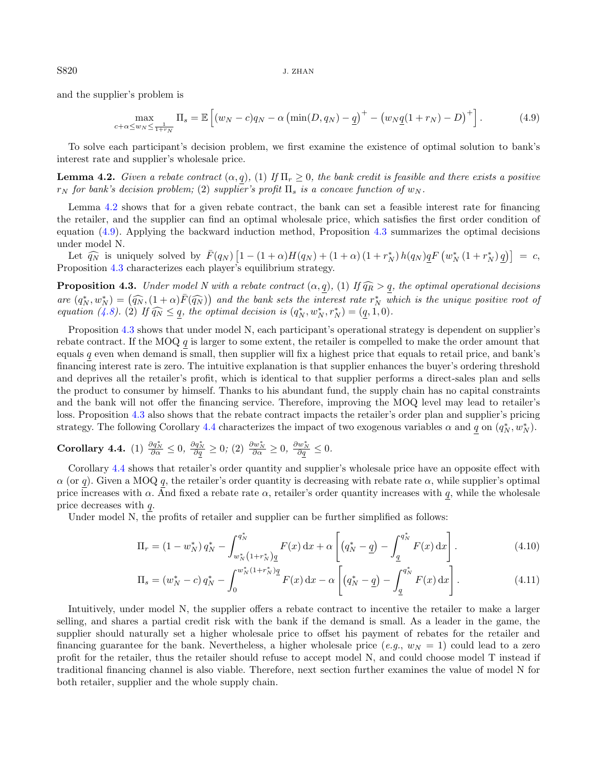and the supplier's problem is

$$\max_{c+\alpha \le w_N \le \frac{1}{1+r_N}} \Pi_s = \mathbb{E}\left[(w_N - c)q_N - \alpha\left(\min(D, q_N) - \underline{q}\right)^+ - \left(w_N \underline{q}(1+r_N) - D\right)^+\right]. \tag{4.9}$$

To solve each participant's decision problem, we first examine the existence of optimal solution to bank's interest rate and supplier's wholesale price.

**Lemma 4.2.** *Given a rebate contract $(\alpha, \underline{q})$, (1) If $\Pi_r \ge 0$, the bank credit is feasible and there exists a positive $r_N$ for bank's decision problem; (2) supplier's profit $\Pi_s$ is a concave function of $w_N$.*

Lemma 4.2 shows that for a given rebate contract, the bank can set a feasible interest rate for financing the retailer, and the supplier can find an optimal wholesale price, which satisfies the first order condition of equation (4.9). Applying the backward induction method, Proposition 4.3 summarizes the optimal decisions under model N.

Let $\widehat{q_N}$ is uniquely solved by $\bar{F}(q_N)\left[1-(1+\alpha)H(q_N)+(1+\alpha)\left(1+r_N^*\right)h(q_N)\underline{q}F\left(w_N^*\left(1+r_N^*\right)\underline{q}\right)\right] = c$, Proposition 4.3 characterizes each player's equilibrium strategy.

**Proposition 4.3.** *Under model N with a rebate contract $(\alpha, \underline{q})$, (1) If $\widehat{q_R} > \underline{q}$, the optimal operational decisions are $(q_N^*, w_N^*) = \left(\widehat{q_N}, (1+\alpha)\bar{F}(\widehat{q_N})\right)$ and the bank sets the interest rate $r_N^*$ which is the unique positive root of equation (4.8). (2) If $\widehat{q_N} \le \underline{q}$, the optimal decision is $(q_N^*, w_N^*, r_N^*) = (\underline{q}, 1, 0)$.*

Proposition 4.3 shows that under model N, each participant's operational strategy is dependent on supplier's rebate contract. If the MOQ $\underline{q}$ is larger to some extent, the retailer is compelled to make the order amount that equals $\underline{q}$ even when demand is small, then supplier will fix a highest price that equals to retail price, and bank's financing interest rate is zero. The intuitive explanation is that supplier enhances the buyer's ordering threshold and deprives all the retailer's profit, which is identical to that supplier performs a direct-sales plan and sells the product to consumer by himself. Thanks to his abundant fund, the supply chain has no capital constraints and the bank will not offer the financing service. Therefore, improving the MOQ level may lead to retailer's loss. Proposition 4.3 also shows that the rebate contract impacts the retailer's order plan and supplier's pricing strategy. The following Corollary 4.4 characterizes the impact of two exogenous variables $\alpha$ and $\underline{q}$ on $(q_N^*, w_N^*)$.

**Corollary 4.4.** (1) $\frac{\partial q_N^*}{\partial \alpha} \le 0$, $\frac{\partial q_N^*}{\partial \underline{q}} \ge 0$; (2) $\frac{\partial w_N^*}{\partial \alpha} \ge 0$, $\frac{\partial w_N^*}{\partial \underline{q}} \le 0$.

Corollary 4.4 shows that retailer's order quantity and supplier's wholesale price have an opposite effect with $\alpha$ (or $\underline{q}$). Given a MOQ $\underline{q}$, the retailer's order quantity is decreasing with rebate rate $\alpha$, while supplier's optimal price increases with $\alpha$. And fixed a rebate rate $\alpha$, retailer's order quantity increases with $\underline{q}$, while the wholesale price decreases with $\underline{q}$.

Under model N, the profits of retailer and supplier can be further simplified as follows:

$$\Pi_r = (1-w_N^*)\,q_N^* - \int_{w_N^*\left(1+r_N^*\right)\underline{q}}^{q_N^*} F(x)\,\mathrm{d}x + \alpha\left[\left(q_N^* - \underline{q}\right) - \int_{\underline{q}}^{q_N^*} F(x)\,\mathrm{d}x\right]. \tag{4.10}$$

$$\Pi_s = (w_N^* - c)\,q_N^* - \int_0^{w_N^*(1+r_N^*)\underline{q}} F(x)\,\mathrm{d}x - \alpha\left[\left(q_N^* - \underline{q}\right) - \int_{\underline{q}}^{q_N^*} F(x)\,\mathrm{d}x\right]. \tag{4.11}$$

Intuitively, under model N, the supplier offers a rebate contract to incentive the retailer to make a larger selling, and shares a partial credit risk with the bank if the demand is small. As a leader in the game, the supplier should naturally set a higher wholesale price to offset his payment of rebates for the retailer and financing guarantee for the bank. Nevertheless, a higher wholesale price (*e.g.*, $w_N = 1$) could lead to a zero profit for the retailer, thus the retailer should refuse to accept model N, and could choose model T instead if traditional financing channel is also viable. Therefore, next section further examines the value of model N for both retailer, supplier and the whole supply chain.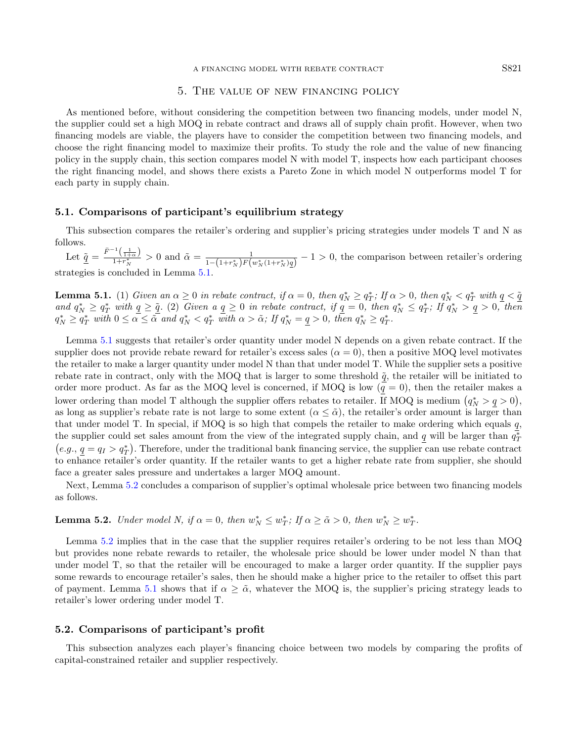## 5. The value of new financing policy

As mentioned before, without considering the competition between two financing models, under model N, the supplier could set a high MOQ in rebate contract and draws all of supply chain profit. However, when two financing models are viable, the players have to consider the competition between two financing models, and choose the right financing model to maximize their profits. To study the role and the value of new financing policy in the supply chain, this section compares model N with model T, inspects how each participant chooses the right financing model, and shows there exists a Pareto Zone in which model N outperforms model T for each party in supply chain.

### 5.1. Comparisons of participant's equilibrium strategy

This subsection compares the retailer's ordering and supplier's pricing strategies under models T and N as follows.

Let $\tilde{q} = \frac{\bar{F}^{-1}\left(\frac{1}{1+\alpha}\right)}{1+r_N^*} > 0$ and $\tilde{\alpha} = \frac{1}{1-\left(1+r_N^*\right)F\left(w_N^*(1+r_N^*)\underline{q}\right)} - 1 > 0$, the comparison between retailer's ordering strategies is concluded in Lemma 5.1.

**Lemma 5.1.** (1) *Given an $\alpha \geq 0$ in rebate contract, if $\alpha = 0$, then $q_N^* \geq q_T^*$; If $\alpha > 0$, then $q_N^* < q_T^*$ with $\underline{q} < \tilde{q}$ and $q_N^* \geq q_T^*$ with $\underline{q} \geq \tilde{q}$.* (2) *Given a $\underline{q} \geq 0$ in rebate contract, if $\underline{q} = 0$, then $q_N^* \leq q_T^*$; If $q_N^* > \underline{q} > 0$, then $q_N^* \geq q_T^*$ with $0 \leq \alpha \leq \tilde{\alpha}$ and $q_N^* < q_T^*$ with $\alpha > \tilde{\alpha}$; If $q_N^* = \underline{q} > 0$, then $q_N^* \geq q_T^*$.*

Lemma 5.1 suggests that retailer's order quantity under model N depends on a given rebate contract. If the supplier does not provide rebate reward for retailer's excess sales ($\alpha = 0$), then a positive MOQ level motivates the retailer to make a larger quantity under model N than that under model T. While the supplier sets a positive rebate rate in contract, only with the MOQ that is larger to some threshold $\tilde{q}$, the retailer will be initiated to order more product. As far as the MOQ level is concerned, if MOQ is low ($\underline{q} = 0$), then the retailer makes a lower ordering than model T although the supplier offers rebates to retailer. If MOQ is medium $\left(q_N^* > \underline{q} > 0\right)$, as long as supplier's rebate rate is not large to some extent ($\alpha \leq \tilde{\alpha}$), the retailer's order amount is larger than that under model T. In special, if MOQ is so high that compels the retailer to make ordering which equals $\underline{q}$, the supplier could set sales amount from the view of the integrated supply chain, and $\underline{q}$ will be larger than $q_T^*$ $\left(e.g., \underline{q} = q_I > q_T^*\right)$. Therefore, under the traditional bank financing service, the supplier can use rebate contract to enhance retailer's order quantity. If the retailer wants to get a higher rebate rate from supplier, she should face a greater sales pressure and undertakes a larger MOQ amount.

Next, Lemma 5.2 concludes a comparison of supplier's optimal wholesale price between two financing models as follows.

**Lemma 5.2.** *Under model N, if $\alpha = 0$, then $w_N^* \leq w_T^*$; If $\alpha \geq \tilde{\alpha} > 0$, then $w_N^* \geq w_T^*$.*

Lemma 5.2 implies that in the case that the supplier requires retailer's ordering to be not less than MOQ but provides none rebate rewards to retailer, the wholesale price should be lower under model N than that under model T, so that the retailer will be encouraged to make a larger order quantity. If the supplier pays some rewards to encourage retailer's sales, then he should make a higher price to the retailer to offset this part of payment. Lemma 5.1 shows that if $\alpha \geq \tilde{\alpha}$, whatever the MOQ is, the supplier's pricing strategy leads to retailer's lower ordering under model T.

### 5.2. Comparisons of participant's profit

This subsection analyzes each player's financing choice between two models by comparing the profits of capital-constrained retailer and supplier respectively.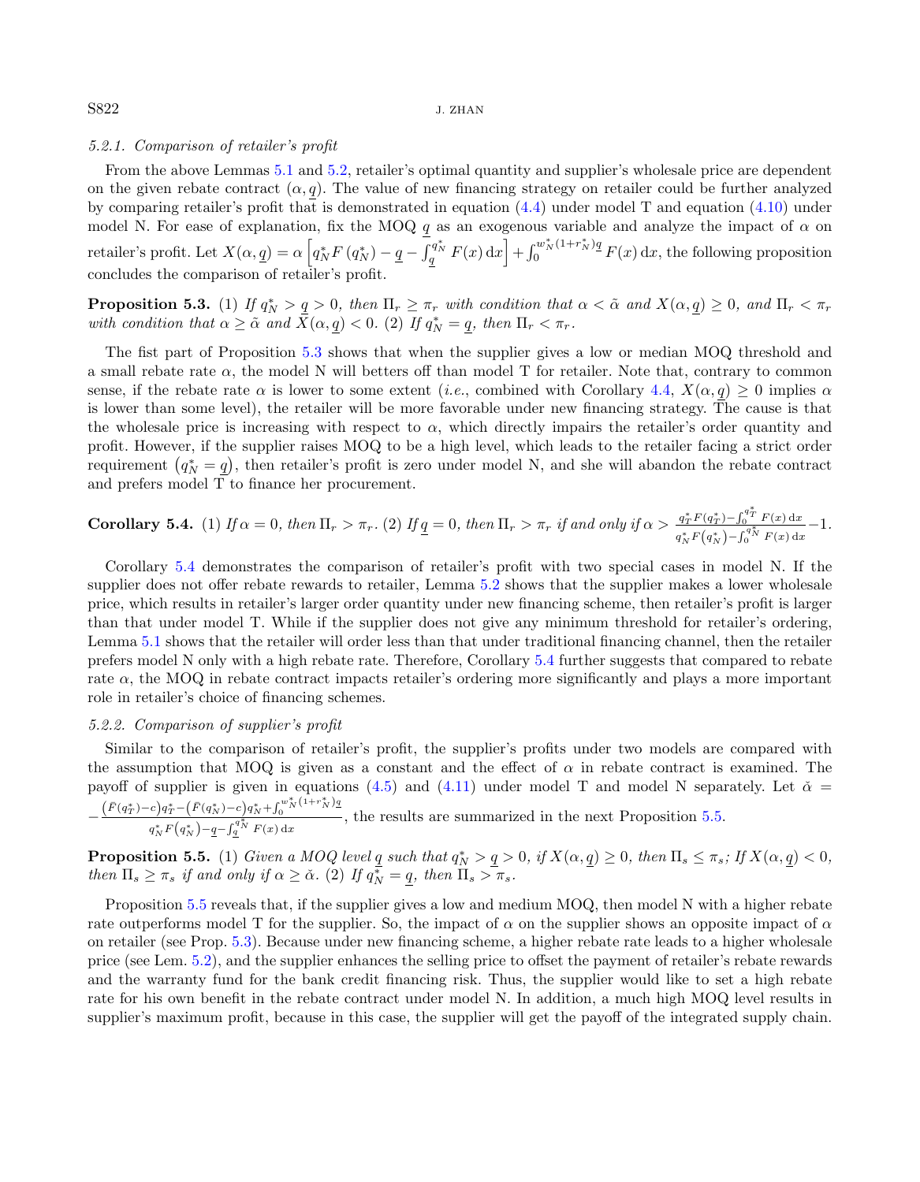#### 5.2.1. Comparison of retailer's profit

From the above Lemmas 5.1 and 5.2, retailer's optimal quantity and supplier's wholesale price are dependent on the given rebate contract $(\alpha, \underline{q})$. The value of new financing strategy on retailer could be further analyzed by comparing retailer's profit that is demonstrated in equation (4.4) under model T and equation (4.10) under model N. For ease of explanation, fix the MOQ $\underline{q}$ as an exogenous variable and analyze the impact of $\alpha$ on retailer's profit. Let $X(\alpha, \underline{q}) = \alpha \left[q_N^* F\left(q_N^*\right) - \underline{q} - \int_{\underline{q}}^{q_N^*} F(x)\,\mathrm{d}x\right] + \int_0^{w_N^*(1+r_N^*)\underline{q}} F(x)\,\mathrm{d}x$, the following proposition concludes the comparison of retailer's profit.

**Proposition 5.3.** *(1) If $q_N^* > \underline{q} > 0$, then $\Pi_r \geq \pi_r$ with condition that $\alpha < \tilde{\alpha}$ and $X(\alpha, \underline{q}) \geq 0$, and $\Pi_r < \pi_r$ with condition that $\alpha \geq \tilde{\alpha}$ and $X(\alpha, \underline{q}) < 0$. (2) If $q_N^* = \underline{q}$, then $\Pi_r < \pi_r$.*

The fist part of Proposition 5.3 shows that when the supplier gives a low or median MOQ threshold and a small rebate rate $\alpha$, the model N will betters off than model T for retailer. Note that, contrary to common sense, if the rebate rate $\alpha$ is lower to some extent (*i.e.*, combined with Corollary 4.4, $X(\alpha, \underline{q}) \geq 0$ implies $\alpha$ is lower than some level), the retailer will be more favorable under new financing strategy. The cause is that the wholesale price is increasing with respect to $\alpha$, which directly impairs the retailer's order quantity and profit. However, if the supplier raises MOQ to be a high level, which leads to the retailer facing a strict order requirement $\left(q_N^* = \underline{q}\right)$, then retailer's profit is zero under model N, and she will abandon the rebate contract and prefers model T to finance her procurement.

**Corollary 5.4.** *(1) If $\alpha = 0$, then $\Pi_r > \pi_r$. (2) If $\underline{q} = 0$, then $\Pi_r > \pi_r$ if and only if $\alpha > \frac{q_T^* F(q_T^*) - \int_0^{q_T^*} F(x)\,\mathrm{d}x}{q_N^* F\left(q_N^*\right) - \int_0^{q_N^*} F(x)\,\mathrm{d}x} - 1$.*

Corollary 5.4 demonstrates the comparison of retailer's profit with two special cases in model N. If the supplier does not offer rebate rewards to retailer, Lemma 5.2 shows that the supplier makes a lower wholesale price, which results in retailer's larger order quantity under new financing scheme, then retailer's profit is larger than that under model T. While if the supplier does not give any minimum threshold for retailer's ordering, Lemma 5.1 shows that the retailer will order less than that under traditional financing channel, then the retailer prefers model N only with a high rebate rate. Therefore, Corollary 5.4 further suggests that compared to rebate rate $\alpha$, the MOQ in rebate contract impacts retailer's ordering more significantly and plays a more important role in retailer's choice of financing schemes.

#### 5.2.2. Comparison of supplier's profit

Similar to the comparison of retailer's profit, the supplier's profits under two models are compared with the assumption that MOQ is given as a constant and the effect of $\alpha$ in rebate contract is examined. The payoff of supplier is given in equations (4.5) and (4.11) under model T and model N separately. Let $\check{\alpha} = -\frac{\left(\bar{F}(q_T^*) - c\right) q_T^* - \left(\bar{F}(q_N^*) - c\right) q_N^* + \int_0^{w_N^*(1+r_N^*)\underline{q}} F(x)\,\mathrm{d}x}{q_N^* F\left(q_N^*\right) - \underline{q} - \int_{\underline{q}}^{q_N^*} F(x)\,\mathrm{d}x}$, the results are summarized in the next Proposition 5.5.

**Proposition 5.5.** *(1) Given a MOQ level $\underline{q}$ such that $q_N^* > \underline{q} > 0$, if $X(\alpha, \underline{q}) \geq 0$, then $\Pi_s \leq \pi_s$; If $X(\alpha, \underline{q}) < 0$, then $\Pi_s \geq \pi_s$ if and only if $\alpha \geq \check{\alpha}$. (2) If $q_N^* = \underline{q}$, then $\Pi_s > \pi_s$.*

Proposition 5.5 reveals that, if the supplier gives a low and medium MOQ, then model N with a higher rebate rate outperforms model T for the supplier. So, the impact of $\alpha$ on the supplier shows an opposite impact of $\alpha$ on retailer (see Prop. 5.3). Because under new financing scheme, a higher rebate rate leads to a higher wholesale price (see Lem. 5.2), and the supplier enhances the selling price to offset the payment of retailer's rebate rewards and the warranty fund for the bank credit financing risk. Thus, the supplier would like to set a high rebate rate for his own benefit in the rebate contract under model N. In addition, a much high MOQ level results in supplier's maximum profit, because in this case, the supplier will get the payoff of the integrated supply chain.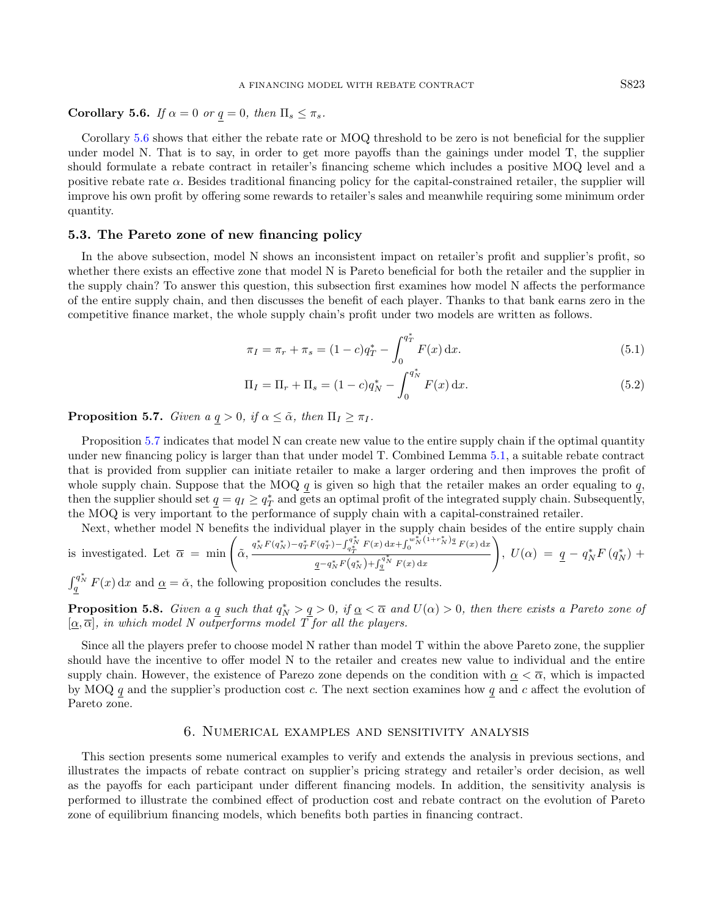**Corollary 5.6.** *If $\alpha = 0$ or $\underline{q} = 0$, then $\Pi_s \leq \pi_s$.*

Corollary 5.6 shows that either the rebate rate or MOQ threshold to be zero is not beneficial for the supplier under model N. That is to say, in order to get more payoffs than the gainings under model T, the supplier should formulate a rebate contract in retailer's financing scheme which includes a positive MOQ level and a positive rebate rate $\alpha$. Besides traditional financing policy for the capital-constrained retailer, the supplier will improve his own profit by offering some rewards to retailer's sales and meanwhile requiring some minimum order quantity.

### 5.3. The Pareto zone of new financing policy

In the above subsection, model N shows an inconsistent impact on retailer's profit and supplier's profit, so whether there exists an effective zone that model N is Pareto beneficial for both the retailer and the supplier in the supply chain? To answer this question, this subsection first examines how model N affects the performance of the entire supply chain, and then discusses the benefit of each player. Thanks to that bank earns zero in the competitive finance market, the whole supply chain's profit under two models are written as follows.

$$\pi_I = \pi_r + \pi_s = (1-c)q_T^* - \int_0^{q_T^*} F(x)\,\mathrm{d}x. \tag{5.1}$$

$$\Pi_I = \Pi_r + \Pi_s = (1-c)q_N^* - \int_0^{q_N^*} F(x)\,\mathrm{d}x. \tag{5.2}$$

**Proposition 5.7.** *Given a $\underline{q} > 0$, if $\alpha \leq \tilde{\alpha}$, then $\Pi_I \geq \pi_I$.*

Proposition 5.7 indicates that model N can create new value to the entire supply chain if the optimal quantity under new financing policy is larger than that under model T. Combined Lemma 5.1, a suitable rebate contract that is provided from supplier can initiate retailer to make a larger ordering and then improves the profit of whole supply chain. Suppose that the MOQ $\underline{q}$ is given so high that the retailer makes an order equaling to $\underline{q}$, then the supplier should set $\underline{q} = q_I \geq q_T^*$ and gets an optimal profit of the integrated supply chain. Subsequently, the MOQ is very important to the performance of supply chain with a capital-constrained retailer.

Next, whether model N benefits the individual player in the supply chain besides of the entire supply chain is investigated. Let $\overline{\alpha} = \min\left(\tilde{\alpha}, \frac{q_N^* F(q_N^*) - q_T^* F(q_T^*) - \int_{q_T^*}^{q_N^*} F(x)\,\mathrm{d}x + \int_0^{w_N^*(1+r_N^*)\underline{q}} F(x)\,\mathrm{d}x}{\underline{q} - q_N^* F(q_N^*) + \int_{\underline{q}}^{q_N^*} F(x)\,\mathrm{d}x}\right)$, $U(\alpha) = \underline{q} - q_N^* F(q_N^*) + \int_{\underline{q}}^{q_N^*} F(x)\,\mathrm{d}x$ and $\underline{\alpha} = \check{\alpha}$, the following proposition concludes the results.

**Proposition 5.8.** *Given a $\underline{q}$ such that $q_N^* > \underline{q} > 0$, if $\underline{\alpha} < \overline{\alpha}$ and $U(\alpha) > 0$, then there exists a Pareto zone of $[\underline{\alpha}, \overline{\alpha}]$, in which model N outperforms model T for all the players.*

Since all the players prefer to choose model N rather than model T within the above Pareto zone, the supplier should have the incentive to offer model N to the retailer and creates new value to individual and the entire supply chain. However, the existence of Parezo zone depends on the condition with $\underline{\alpha} < \overline{\alpha}$, which is impacted by MOQ $\underline{q}$ and the supplier's production cost $c$. The next section examines how $\underline{q}$ and $c$ affect the evolution of Pareto zone.

## 6. Numerical examples and sensitivity analysis

This section presents some numerical examples to verify and extends the analysis in previous sections, and illustrates the impacts of rebate contract on supplier's pricing strategy and retailer's order decision, as well as the payoffs for each participant under different financing models. In addition, the sensitivity analysis is performed to illustrate the combined effect of production cost and rebate contract on the evolution of Pareto zone of equilibrium financing models, which benefits both parties in financing contract.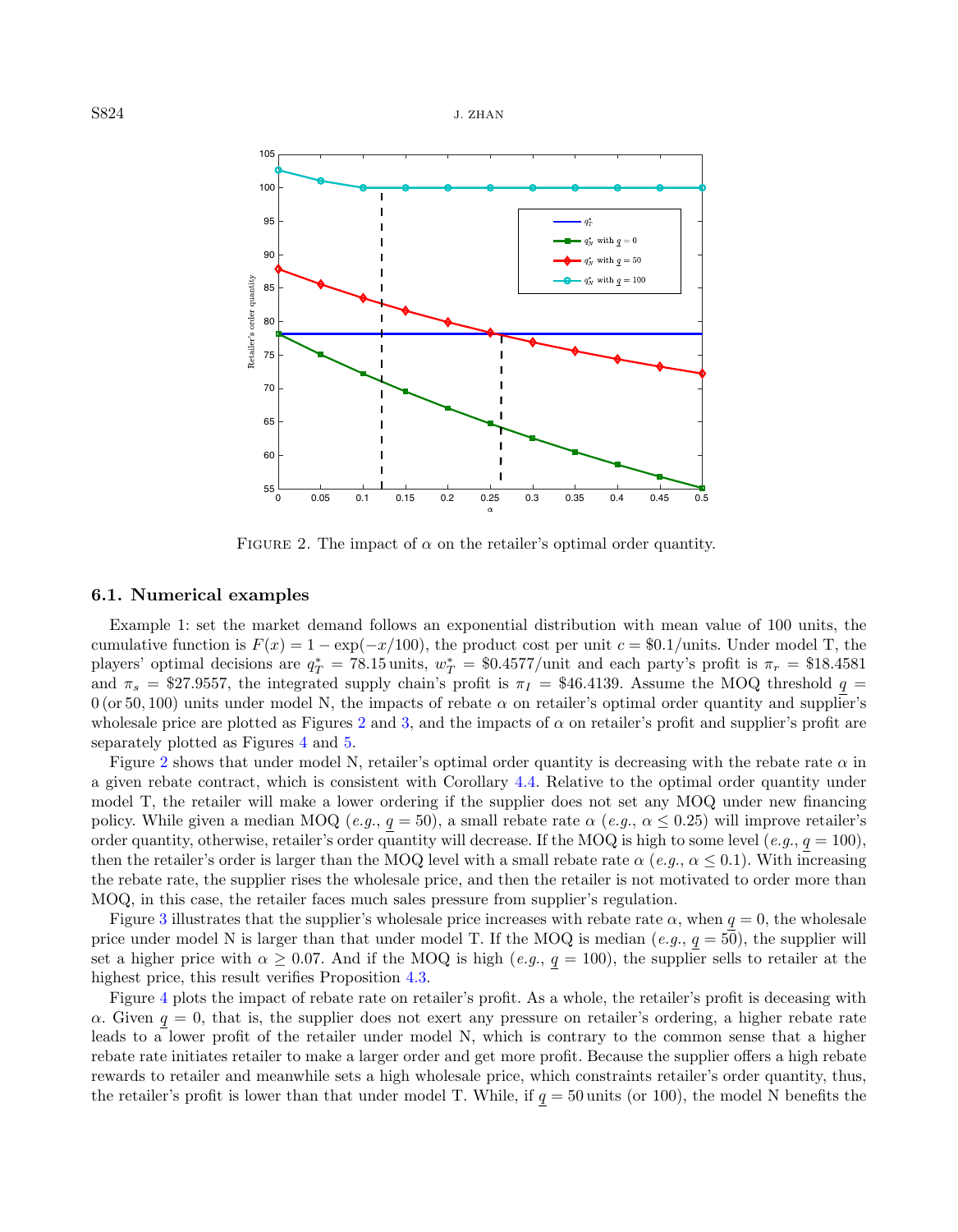105
100
95
90
85
80
75
70
65
60
55

Retailer's order quantity

0 0.05 0.1 0.15 0.2 0.25 0.3 0.35 0.4 0.45 0.5

$\alpha$

$q_T^*$

$q_N^*$ with $\underline{q} = 0$

$q_N^*$ with $\underline{q} = 50$

$q_N^*$ with $\underline{q} = 100$

Figure 2. The impact of $\alpha$ on the retailer's optimal order quantity.

### 6.1. Numerical examples

Example 1: set the market demand follows an exponential distribution with mean value of 100 units, the cumulative function is $F(x) = 1 - \exp(-x/100)$, the product cost per unit $c = \$0.1$/units. Under model T, the players' optimal decisions are $q_T^* = 78.15$ units, $w_T^* = \$0.4577$/unit and each party's profit is $\pi_r = \$18.4581$ and $\pi_s = \$27.9557$, the integrated supply chain's profit is $\pi_I = \$46.4139$. Assume the MOQ threshold $\underline{q} = 0$ (or 50, 100) units under model N, the impacts of rebate $\alpha$ on retailer's optimal order quantity and supplier's wholesale price are plotted as Figures 2 and 3, and the impacts of $\alpha$ on retailer's profit and supplier's profit are separately plotted as Figures 4 and 5.

Figure 2 shows that under model N, retailer's optimal order quantity is decreasing with the rebate rate $\alpha$ in a given rebate contract, which is consistent with Corollary 4.4. Relative to the optimal order quantity under model T, the retailer will make a lower ordering if the supplier does not set any MOQ under new financing policy. While given a median MOQ (*e.g.*, $\underline{q} = 50$), a small rebate rate $\alpha$ (*e.g.*, $\alpha \leq 0.25$) will improve retailer's order quantity, otherwise, retailer's order quantity will decrease. If the MOQ is high to some level (*e.g.*, $\underline{q} = 100$), then the retailer's order is larger than the MOQ level with a small rebate rate $\alpha$ (*e.g.*, $\alpha \leq 0.1$). With increasing the rebate rate, the supplier rises the wholesale price, and then the retailer is not motivated to order more than MOQ, in this case, the retailer faces much sales pressure from supplier's regulation.

Figure 3 illustrates that the supplier's wholesale price increases with rebate rate $\alpha$, when $\underline{q} = 0$, the wholesale price under model N is larger than that under model T. If the MOQ is median (*e.g.*, $\underline{q} = 50$), the supplier will set a higher price with $\alpha \geq 0.07$. And if the MOQ is high (*e.g.*, $\underline{q} = 100$), the supplier sells to retailer at the highest price, this result verifies Proposition 4.3.

Figure 4 plots the impact of rebate rate on retailer's profit. As a whole, the retailer's profit is deceasing with $\alpha$. Given $\underline{q} = 0$, that is, the supplier does not exert any pressure on retailer's ordering, a higher rebate rate leads to a lower profit of the retailer under model N, which is contrary to the common sense that a higher rebate rate initiates retailer to make a larger order and get more profit. Because the supplier offers a high rebate rewards to retailer and meanwhile sets a high wholesale price, which constraints retailer's order quantity, thus, the retailer's profit is lower than that under model T. While, if $\underline{q} = 50$ units (or 100), the model N benefits the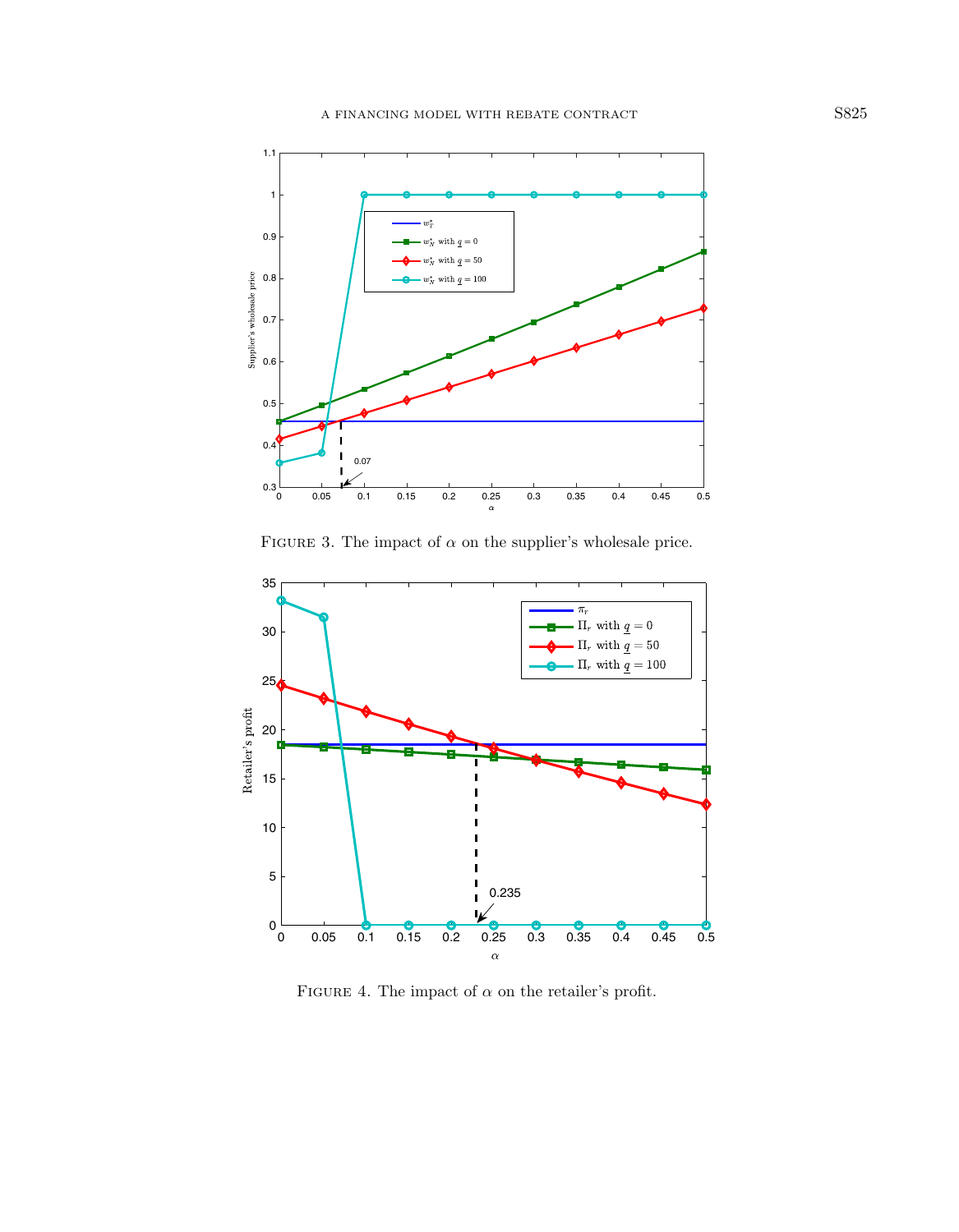Supplier's wholesale price

1.1
1
0.9
0.8
0.7
0.6
0.5
0.4
0.3

$w_T^*$
$w_N^*$ with $\underline{q} = 0$
$w_N^*$ with $\underline{q} = 50$
$w_N^*$ with $\underline{q} = 100$

0.07

0 0.05 0.1 0.15 0.2 0.25 0.3 0.35 0.4 0.45 0.5

$\alpha$

Figure 3. The impact of $\alpha$ on the supplier's wholesale price.

Retailer's profit

35
30
25
20
15
10
5
0

$\pi_r$
$\Pi_r$ with $\underline{q} = 0$
$\Pi_r$ with $\underline{q} = 50$
$\Pi_r$ with $\underline{q} = 100$

0.235

0 0.05 0.1 0.15 0.2 0.25 0.3 0.35 0.4 0.45 0.5

$\alpha$

Figure 4. The impact of $\alpha$ on the retailer's profit.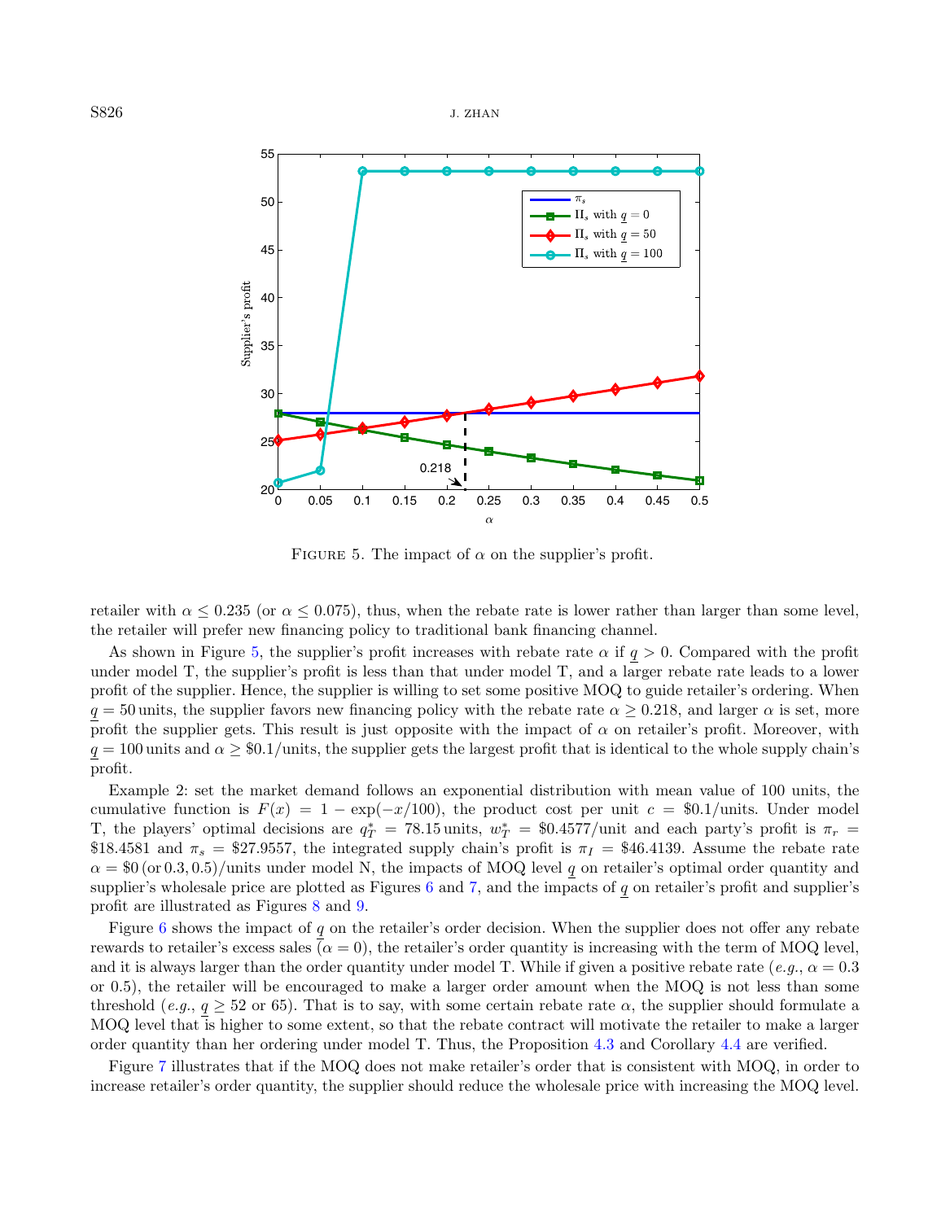55
50
45
40
35
30
25
20

Supplier's profit

0 0.05 0.1 0.15 0.2 0.25 0.3 0.35 0.4 0.45 0.5

$\alpha$

0.218

$\pi_s$

$\Pi_s$ with $\underline{q} = 0$

$\Pi_s$ with $\underline{q} = 50$

$\Pi_s$ with $\underline{q} = 100$

Figure 5. The impact of $\alpha$ on the supplier's profit.

retailer with $\alpha \leq 0.235$ (or $\alpha \leq 0.075$), thus, when the rebate rate is lower rather than larger than some level, the retailer will prefer new financing policy to traditional bank financing channel.

As shown in Figure 5, the supplier's profit increases with rebate rate $\alpha$ if $\underline{q} > 0$. Compared with the profit under model T, the supplier's profit is less than that under model T, and a larger rebate rate leads to a lower profit of the supplier. Hence, the supplier is willing to set some positive MOQ to guide retailer's ordering. When $\underline{q} = 50$ units, the supplier favors new financing policy with the rebate rate $\alpha \geq 0.218$, and larger $\alpha$ is set, more profit the supplier gets. This result is just opposite with the impact of $\alpha$ on retailer's profit. Moreover, with $\underline{q} = 100$ units and $\alpha \geq \$0.1$/units, the supplier gets the largest profit that is identical to the whole supply chain's profit.

Example 2: set the market demand follows an exponential distribution with mean value of 100 units, the cumulative function is $F(x) = 1 - \exp(-x/100)$, the product cost per unit $c = \$0.1$/units. Under model T, the players' optimal decisions are $q_T^* = 78.15$ units, $w_T^* = \$0.4577$/unit and each party's profit is $\pi_r = \$18.4581$ and $\pi_s = \$27.9557$, the integrated supply chain's profit is $\pi_I = \$46.4139$. Assume the rebate rate $\alpha = \$0\,(\text{or}\,0.3, 0.5)$/units under model N, the impacts of MOQ level $\underline{q}$ on retailer's optimal order quantity and supplier's wholesale price are plotted as Figures 6 and 7, and the impacts of $\underline{q}$ on retailer's profit and supplier's profit are illustrated as Figures 8 and 9.

Figure 6 shows the impact of $\underline{q}$ on the retailer's order decision. When the supplier does not offer any rebate rewards to retailer's excess sales ($\alpha = 0$), the retailer's order quantity is increasing with the term of MOQ level, and it is always larger than the order quantity under model T. While if given a positive rebate rate (*e.g.*, $\alpha = 0.3$ or 0.5), the retailer will be encouraged to make a larger order amount when the MOQ is not less than some threshold (*e.g.*, $\underline{q} \geq 52$ or 65). That is to say, with some certain rebate rate $\alpha$, the supplier should formulate a MOQ level that is higher to some extent, so that the rebate contract will motivate the retailer to make a larger order quantity than her ordering under model T. Thus, the Proposition 4.3 and Corollary 4.4 are verified.

Figure 7 illustrates that if the MOQ does not make retailer's order that is consistent with MOQ, in order to increase retailer's order quantity, the supplier should reduce the wholesale price with increasing the MOQ level.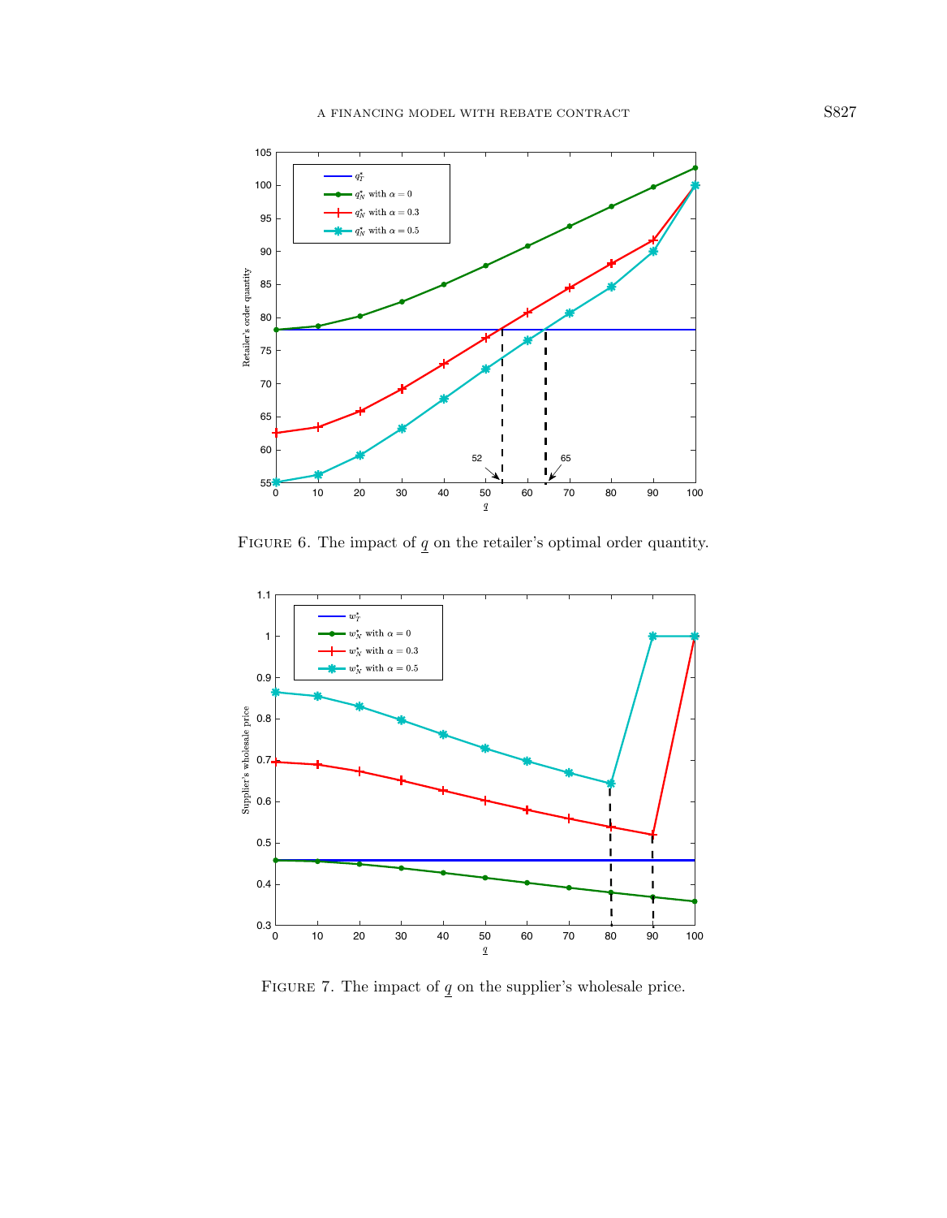105
100
95
90
85
80
75
70
65
60
55

Retailer's order quantity

$q_T^*$

$q_N^*$ with $\alpha = 0$

$q_N^*$ with $\alpha = 0.3$

$q_N^*$ with $\alpha = 0.5$

52

65

0 10 20 30 40 50 60 70 80 90 100

$\underline{q}$

FIGURE 6. The impact of $\underline{q}$ on the retailer's optimal order quantity.

1.1
1
0.9
0.8
0.7
0.6
0.5
0.4
0.3

Supplier's wholesale price

$w_T^*$

$w_N^*$ with $\alpha = 0$

$w_N^*$ with $\alpha = 0.3$

$w_N^*$ with $\alpha = 0.5$

0 10 20 30 40 50 60 70 80 90 100

$\underline{q}$

FIGURE 7. The impact of $\underline{q}$ on the supplier's wholesale price.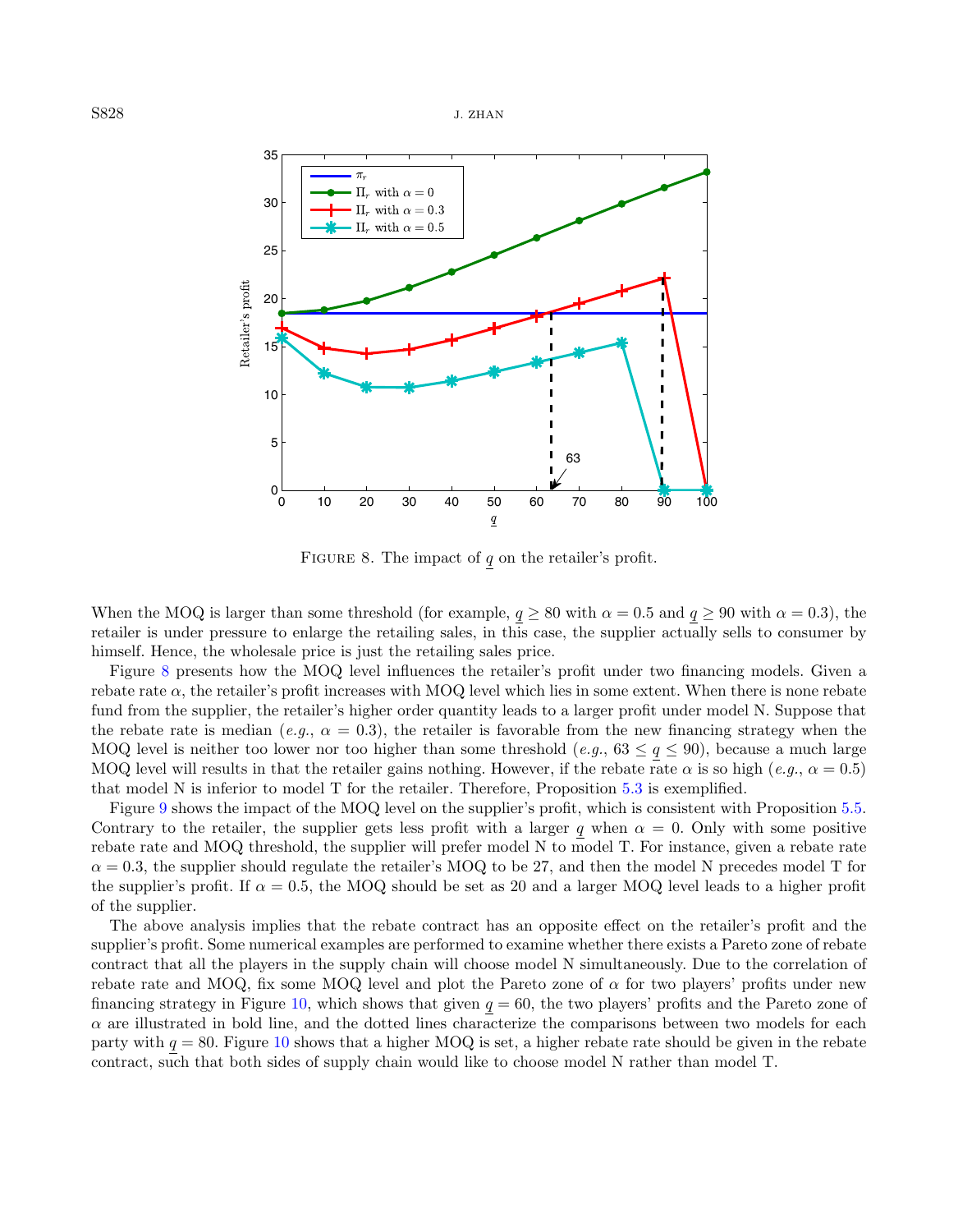35
30
25
20
15
10
5
0

0 10 20 30 40 50 60 70 80 90 100

$\underline{q}$

Retailer's profit

$\pi_r$

$\Pi_r$ with $\alpha = 0$

$\Pi_r$ with $\alpha = 0.3$

$\Pi_r$ with $\alpha = 0.5$

63

Figure 8. The impact of $\underline{q}$ on the retailer's profit.

When the MOQ is larger than some threshold (for example, $\underline{q} \geq 80$ with $\alpha = 0.5$ and $\underline{q} \geq 90$ with $\alpha = 0.3$), the retailer is under pressure to enlarge the retailing sales, in this case, the supplier actually sells to consumer by himself. Hence, the wholesale price is just the retailing sales price.

Figure 8 presents how the MOQ level influences the retailer's profit under two financing models. Given a rebate rate $\alpha$, the retailer's profit increases with MOQ level which lies in some extent. When there is none rebate fund from the supplier, the retailer's higher order quantity leads to a larger profit under model N. Suppose that the rebate rate is median (*e.g.*, $\alpha = 0.3$), the retailer is favorable from the new financing strategy when the MOQ level is neither too lower nor too higher than some threshold (*e.g.*, $63 \leq \underline{q} \leq 90$), because a much large MOQ level will results in that the retailer gains nothing. However, if the rebate rate $\alpha$ is so high (*e.g.*, $\alpha = 0.5$) that model N is inferior to model T for the retailer. Therefore, Proposition 5.3 is exemplified.

Figure 9 shows the impact of the MOQ level on the supplier's profit, which is consistent with Proposition 5.5. Contrary to the retailer, the supplier gets less profit with a larger $\underline{q}$ when $\alpha = 0$. Only with some positive rebate rate and MOQ threshold, the supplier will prefer model N to model T. For instance, given a rebate rate $\alpha = 0.3$, the supplier should regulate the retailer's MOQ to be 27, and then the model N precedes model T for the supplier's profit. If $\alpha = 0.5$, the MOQ should be set as 20 and a larger MOQ level leads to a higher profit of the supplier.

The above analysis implies that the rebate contract has an opposite effect on the retailer's profit and the supplier's profit. Some numerical examples are performed to examine whether there exists a Pareto zone of rebate contract that all the players in the supply chain will choose model N simultaneously. Due to the correlation of rebate rate and MOQ, fix some MOQ level and plot the Pareto zone of $\alpha$ for two players' profits under new financing strategy in Figure 10, which shows that given $\underline{q} = 60$, the two players' profits and the Pareto zone of $\alpha$ are illustrated in bold line, and the dotted lines characterize the comparisons between two models for each party with $\underline{q} = 80$. Figure 10 shows that a higher MOQ is set, a higher rebate rate should be given in the rebate contract, such that both sides of supply chain would like to choose model N rather than model T.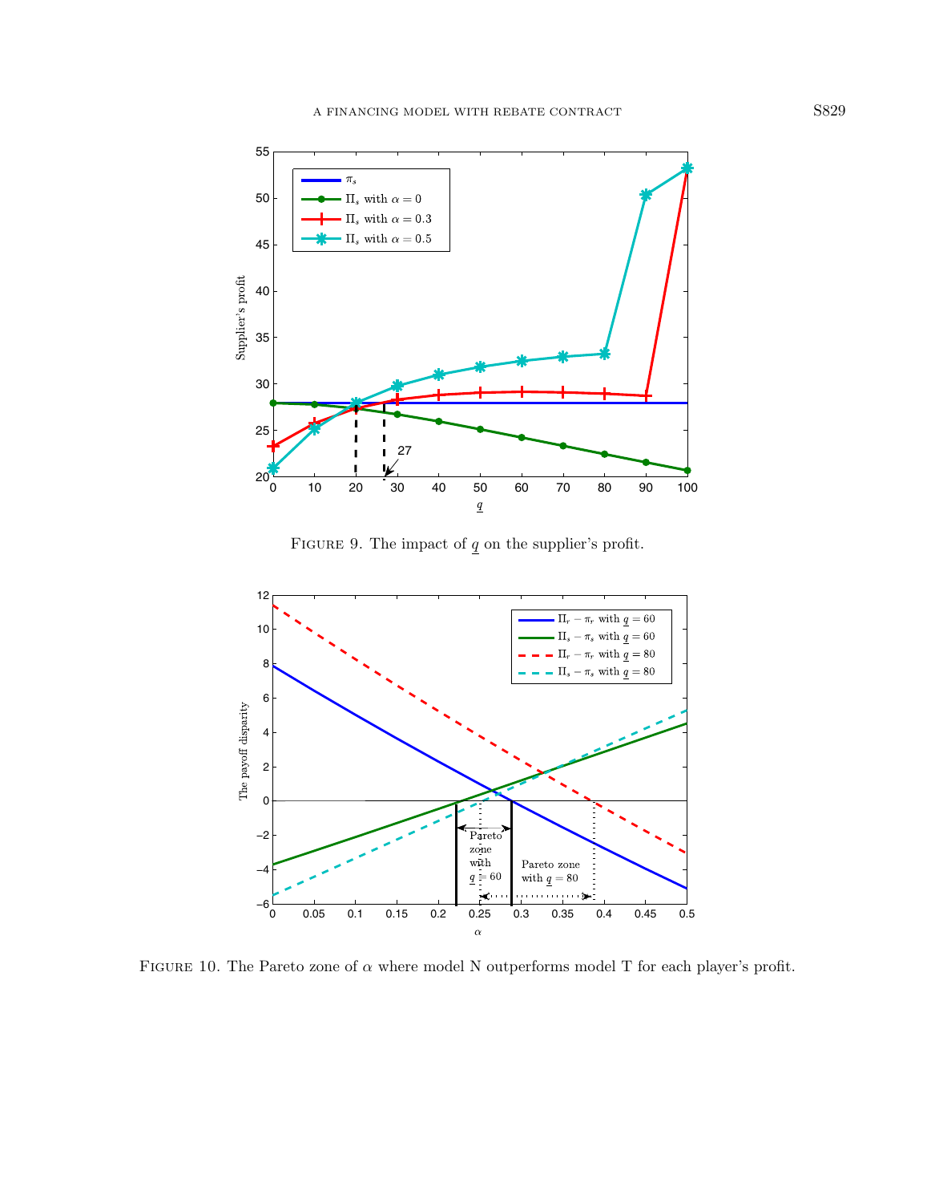Supplier's profit

55
50
45
40
35
30
25
20

0 10 20 30 40 50 60 70 80 90 100

$\underline{q}$

$\pi_s$

$\Pi_s$ with $\alpha = 0$

$\Pi_s$ with $\alpha = 0.3$

$\Pi_s$ with $\alpha = 0.5$

27

Figure 9. The impact of $\underline{q}$ on the supplier's profit.

The payoff disparity

12
10
8
6
4
2
0
−2
−4
−6

0 0.05 0.1 0.15 0.2 0.25 0.3 0.35 0.4 0.45 0.5

$\alpha$

$\Pi_r - \pi_r$ with $\underline{q} = 60$

$\Pi_s - \pi_s$ with $\underline{q} = 60$

$\Pi_r - \pi_r$ with $\underline{q} = 80$

$\Pi_s - \pi_s$ with $\underline{q} = 80$

Pareto zone with $\underline{q} = 60$

Pareto zone with $\underline{q} = 80$

Figure 10. The Pareto zone of $\alpha$ where model N outperforms model T for each player's profit.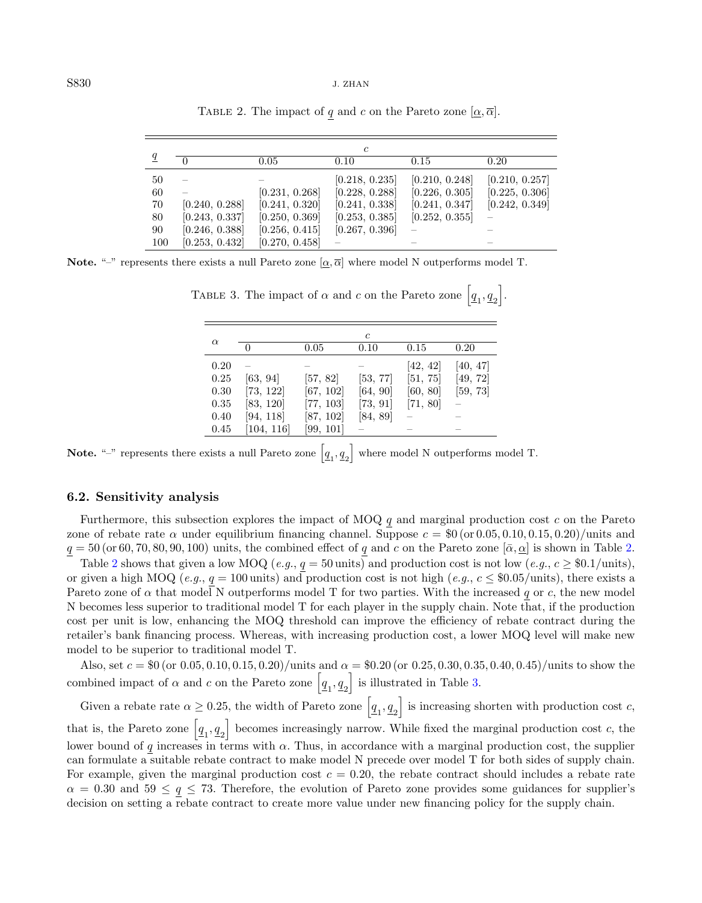TABLE 2. The impact of $\underline{q}$ and $c$ on the Pareto zone $[\underline{\alpha}, \overline{\alpha}]$.

| $\underline{q}$ | $c$ | | | | |
|---|---|---|---|---|---|
| | 0 | 0.05 | 0.10 | 0.15 | 0.20 |
| 50 | – | – | [0.218, 0.235] | [0.210, 0.248] | [0.210, 0.257] |
| 60 | – | [0.231, 0.268] | [0.228, 0.288] | [0.226, 0.305] | [0.225, 0.306] |
| 70 | [0.240, 0.288] | [0.241, 0.320] | [0.241, 0.338] | [0.241, 0.347] | [0.242, 0.349] |
| 80 | [0.243, 0.337] | [0.250, 0.369] | [0.253, 0.385] | [0.252, 0.355] | – |
| 90 | [0.246, 0.388] | [0.256, 0.415] | [0.267, 0.396] | – | – |
| 100 | [0.253, 0.432] | [0.270, 0.458] | – | – | – |

**Note.** "–" represents there exists a null Pareto zone $[\underline{\alpha}, \overline{\alpha}]$ where model N outperforms model T.

TABLE 3. The impact of $\alpha$ and $c$ on the Pareto zone $\left[\underline{q}_1, \underline{q}_2\right]$.

| $\alpha$ | $c$ | | | | |
|---|---|---|---|---|---|
| | 0 | 0.05 | 0.10 | 0.15 | 0.20 |
| 0.20 | – | – | – | [42, 42] | [40, 47] |
| 0.25 | [63, 94] | [57, 82] | [53, 77] | [51, 75] | [49, 72] |
| 0.30 | [73, 122] | [67, 102] | [64, 90] | [60, 80] | [59, 73] |
| 0.35 | [83, 120] | [77, 103] | [73, 91] | [71, 80] | – |
| 0.40 | [94, 118] | [87, 102] | [84, 89] | – | – |
| 0.45 | [104, 116] | [99, 101] | – | – | – |

**Note.** "–" represents there exists a null Pareto zone $\left[\underline{q}_1, \underline{q}_2\right]$ where model N outperforms model T.

### 6.2. Sensitivity analysis

Furthermore, this subsection explores the impact of MOQ $\underline{q}$ and marginal production cost $c$ on the Pareto zone of rebate rate $\alpha$ under equilibrium financing channel. Suppose $c = \$0\,(\text{or } 0.05, 0.10, 0.15, 0.20)$/units and $\underline{q} = 50\,(\text{or } 60, 70, 80, 90, 100)$ units, the combined effect of $\underline{q}$ and $c$ on the Pareto zone $[\bar{\alpha}, \underline{\alpha}]$ is shown in Table 2.

Table 2 shows that given a low MOQ (*e.g.*, $\underline{q} = 50$ units) and production cost is not low (*e.g.*, $c \geq \$0.1$/units), or given a high MOQ (*e.g.*, $\underline{q} = 100$ units) and production cost is not high (*e.g.*, $c \leq \$0.05$/units), there exists a Pareto zone of $\alpha$ that model N outperforms model T for two parties. With the increased $\underline{q}$ or $c$, the new model N becomes less superior to traditional model T for each player in the supply chain. Note that, if the production cost per unit is low, enhancing the MOQ threshold can improve the efficiency of rebate contract during the retailer's bank financing process. Whereas, with increasing production cost, a lower MOQ level will make new model to be superior to traditional model T.

Also, set $c = \$0\,(\text{or } 0.05, 0.10, 0.15, 0.20)$/units and $\alpha = \$0.20\,(\text{or } 0.25, 0.30, 0.35, 0.40, 0.45)$/units to show the combined impact of $\alpha$ and $c$ on the Pareto zone $\left[\underline{q}_1, \underline{q}_2\right]$ is illustrated in Table 3.

Given a rebate rate $\alpha \geq 0.25$, the width of Pareto zone $\left[\underline{q}_1, \underline{q}_2\right]$ is increasing shorten with production cost $c$, that is, the Pareto zone $\left[\underline{q}_1, \underline{q}_2\right]$ becomes increasingly narrow. While fixed the marginal production cost $c$, the lower bound of $\underline{q}$ increases in terms with $\alpha$. Thus, in accordance with a marginal production cost, the supplier can formulate a suitable rebate contract to make model N precede over model T for both sides of supply chain. For example, given the marginal production cost $c = 0.20$, the rebate contract should includes a rebate rate $\alpha = 0.30$ and $59 \leq \underline{q} \leq 73$. Therefore, the evolution of Pareto zone provides some guidances for supplier's decision on setting a rebate contract to create more value under new financing policy for the supply chain.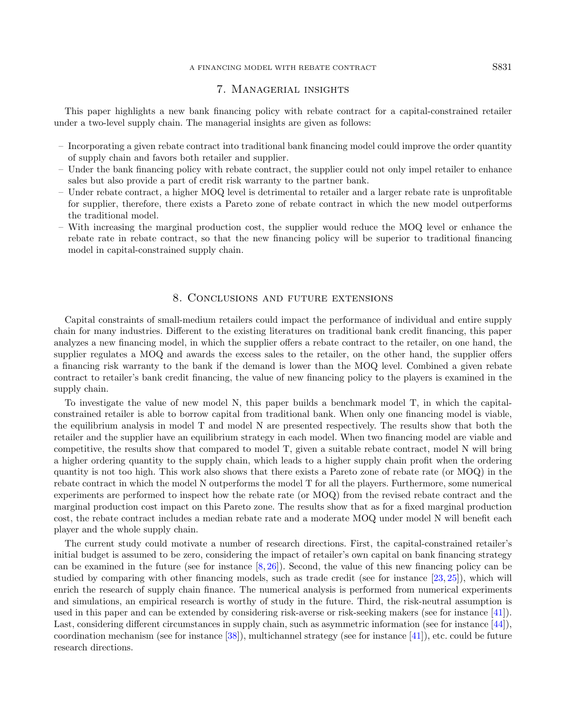## 7. Managerial insights

This paper highlights a new bank financing policy with rebate contract for a capital-constrained retailer under a two-level supply chain. The managerial insights are given as follows:

- Incorporating a given rebate contract into traditional bank financing model could improve the order quantity of supply chain and favors both retailer and supplier.
- Under the bank financing policy with rebate contract, the supplier could not only impel retailer to enhance sales but also provide a part of credit risk warranty to the partner bank.
- Under rebate contract, a higher MOQ level is detrimental to retailer and a larger rebate rate is unprofitable for supplier, therefore, there exists a Pareto zone of rebate contract in which the new model outperforms the traditional model.
- With increasing the marginal production cost, the supplier would reduce the MOQ level or enhance the rebate rate in rebate contract, so that the new financing policy will be superior to traditional financing model in capital-constrained supply chain.

## 8. Conclusions and future extensions

Capital constraints of small-medium retailers could impact the performance of individual and entire supply chain for many industries. Different to the existing literatures on traditional bank credit financing, this paper analyzes a new financing model, in which the supplier offers a rebate contract to the retailer, on one hand, the supplier regulates a MOQ and awards the excess sales to the retailer, on the other hand, the supplier offers a financing risk warranty to the bank if the demand is lower than the MOQ level. Combined a given rebate contract to retailer's bank credit financing, the value of new financing policy to the players is examined in the supply chain.

To investigate the value of new model N, this paper builds a benchmark model T, in which the capital-constrained retailer is able to borrow capital from traditional bank. When only one financing model is viable, the equilibrium analysis in model T and model N are presented respectively. The results show that both the retailer and the supplier have an equilibrium strategy in each model. When two financing model are viable and competitive, the results show that compared to model T, given a suitable rebate contract, model N will bring a higher ordering quantity to the supply chain, which leads to a higher supply chain profit when the ordering quantity is not too high. This work also shows that there exists a Pareto zone of rebate rate (or MOQ) in the rebate contract in which the model N outperforms the model T for all the players. Furthermore, some numerical experiments are performed to inspect how the rebate rate (or MOQ) from the revised rebate contract and the marginal production cost impact on this Pareto zone. The results show that as for a fixed marginal production cost, the rebate contract includes a median rebate rate and a moderate MOQ under model N will benefit each player and the whole supply chain.

The current study could motivate a number of research directions. First, the capital-constrained retailer's initial budget is assumed to be zero, considering the impact of retailer's own capital on bank financing strategy can be examined in the future (see for instance [8, 26]). Second, the value of this new financing policy can be studied by comparing with other financing models, such as trade credit (see for instance [23, 25]), which will enrich the research of supply chain finance. The numerical analysis is performed from numerical experiments and simulations, an empirical research is worthy of study in the future. Third, the risk-neutral assumption is used in this paper and can be extended by considering risk-averse or risk-seeking makers (see for instance [41]). Last, considering different circumstances in supply chain, such as asymmetric information (see for instance [44]), coordination mechanism (see for instance [38]), multichannel strategy (see for instance [41]), etc. could be future research directions.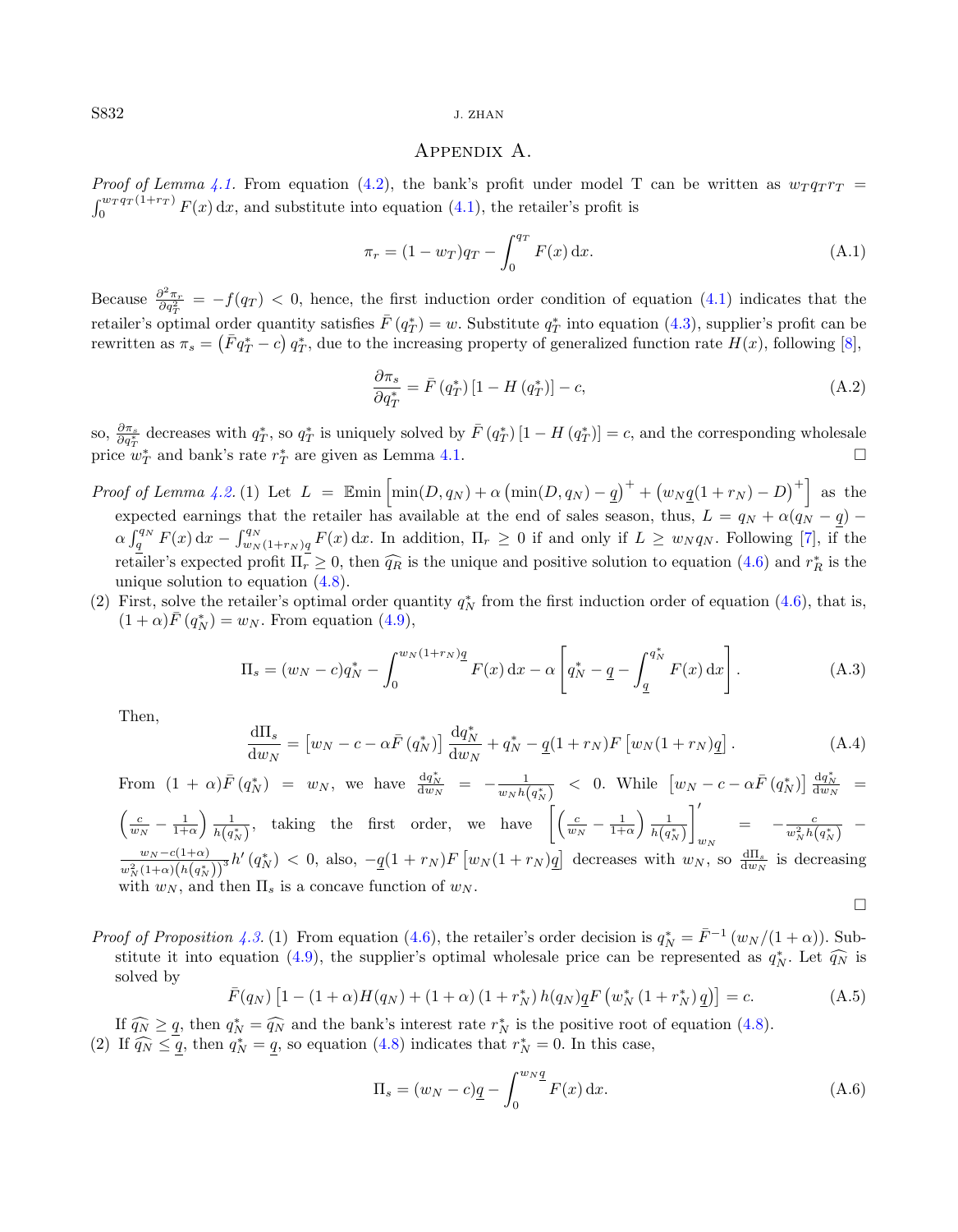# Appendix A.

*Proof of Lemma 4.1.* From equation (4.2), the bank's profit under model T can be written as $w_T q_T r_T = \int_0^{w_T q_T(1+r_T)} F(x)\,\mathrm{d}x$, and substitute into equation (4.1), the retailer's profit is

$$\pi_r = (1-w_T)q_T - \int_0^{q_T} F(x)\,\mathrm{d}x. \tag{A.1}$$

Because $\frac{\partial^2 \pi_r}{\partial q_T^2} = -f(q_T) < 0$, hence, the first induction order condition of equation (4.1) indicates that the retailer's optimal order quantity satisfies $\bar{F}(q_T^*) = w$. Substitute $q_T^*$ into equation (4.3), supplier's profit can be rewritten as $\pi_s = \left(\bar{F} q_T^* - c\right) q_T^*$, due to the increasing property of generalized function rate $H(x)$, following [8],

$$\frac{\partial \pi_s}{\partial q_T^*} = \bar{F}(q_T^*)\left[1 - H(q_T^*)\right] - c, \tag{A.2}$$

so, $\frac{\partial \pi_s}{\partial q_T^*}$ decreases with $q_T^*$, so $q_T^*$ is uniquely solved by $\bar{F}(q_T^*)\left[1 - H(q_T^*)\right] = c$, and the corresponding wholesale price $w_T^*$ and bank's rate $r_T^*$ are given as Lemma 4.1. □

*Proof of Lemma 4.2.* (1) Let $L = \mathbb{E}\min\left[\min(D,q_N) + \alpha\left(\min(D,q_N) - \underline{q}\right)^+ + \left(w_N \underline{q}(1+r_N) - D\right)^+\right]$ as the expected earnings that the retailer has available at the end of sales season, thus, $L = q_N + \alpha(q_N - \underline{q}) - \alpha\int_{\underline{q}}^{q_N} F(x)\,\mathrm{d}x - \int_{w_N(1+r_N)\underline{q}}^{q_N} F(x)\,\mathrm{d}x$. In addition, $\Pi_r \geq 0$ if and only if $L \geq w_N q_N$. Following [7], if the retailer's expected profit $\Pi_r \geq 0$, then $\widehat{q_R}$ is the unique and positive solution to equation (4.6) and $r_R^*$ is the unique solution to equation (4.8).

(2) First, solve the retailer's optimal order quantity $q_N^*$ from the first induction order of equation (4.6), that is, $(1+\alpha)\bar{F}(q_N^*) = w_N$. From equation (4.9),

$$\Pi_s = (w_N - c)q_N^* - \int_0^{w_N(1+r_N)\underline{q}} F(x)\,\mathrm{d}x - \alpha\left[q_N^* - \underline{q} - \int_{\underline{q}}^{q_N^*} F(x)\,\mathrm{d}x\right]. \tag{A.3}$$

Then,

$$\frac{\mathrm{d}\Pi_s}{\mathrm{d}w_N} = \left[w_N - c - \alpha\bar{F}(q_N^*)\right]\frac{\mathrm{d}q_N^*}{\mathrm{d}w_N} + q_N^* - \underline{q}(1+r_N)F\left[w_N(1+r_N)\underline{q}\right]. \tag{A.4}$$

From $(1+\alpha)\bar{F}(q_N^*) = w_N$, we have $\frac{\mathrm{d}q_N^*}{\mathrm{d}w_N} = -\frac{1}{w_N h(q_N^*)} < 0$. While $\left[w_N - c - \alpha\bar{F}(q_N^*)\right]\frac{\mathrm{d}q_N^*}{\mathrm{d}w_N} = \left(\frac{c}{w_N} - \frac{1}{1+\alpha}\right)\frac{1}{h(q_N^*)}$, taking the first order, we have $\left[\left(\frac{c}{w_N} - \frac{1}{1+\alpha}\right)\frac{1}{h(q_N^*)}\right]'_{w_N} = -\frac{c}{w_N^2 h(q_N^*)} - \frac{w_N - c(1+\alpha)}{w_N^2(1+\alpha)\left(h(q_N^*)\right)^3}h'(q_N^*) < 0$, also, $-\underline{q}(1+r_N)F\left[w_N(1+r_N)\underline{q}\right]$ decreases with $w_N$, so $\frac{\mathrm{d}\Pi_s}{\mathrm{d}w_N}$ is decreasing with $w_N$, and then $\Pi_s$ is a concave function of $w_N$.

□

*Proof of Proposition 4.3.* (1) From equation (4.6), the retailer's order decision is $q_N^* = \bar{F}^{-1}\left(w_N/(1+\alpha)\right)$. Substitute it into equation (4.9), the supplier's optimal wholesale price can be represented as $q_N^*$. Let $\widehat{q_N}$ is solved by

$$\bar{F}(q_N)\left[1 - (1+\alpha)H(q_N) + (1+\alpha)\left(1 + r_N^*\right)h(q_N)\underline{q}F\left(w_N^*\left(1 + r_N^*\right)\underline{q}\right)\right] = c. \tag{A.5}$$

If $\widehat{q_N} \geq \underline{q}$, then $q_N^* = \widehat{q_N}$ and the bank's interest rate $r_N^*$ is the positive root of equation (4.8).

(2) If $\widehat{q_N} \leq \underline{q}$, then $q_N^* = \underline{q}$, so equation (4.8) indicates that $r_N^* = 0$. In this case,

$$\Pi_s = (w_N - c)\underline{q} - \int_0^{w_N\underline{q}} F(x)\,\mathrm{d}x. \tag{A.6}$$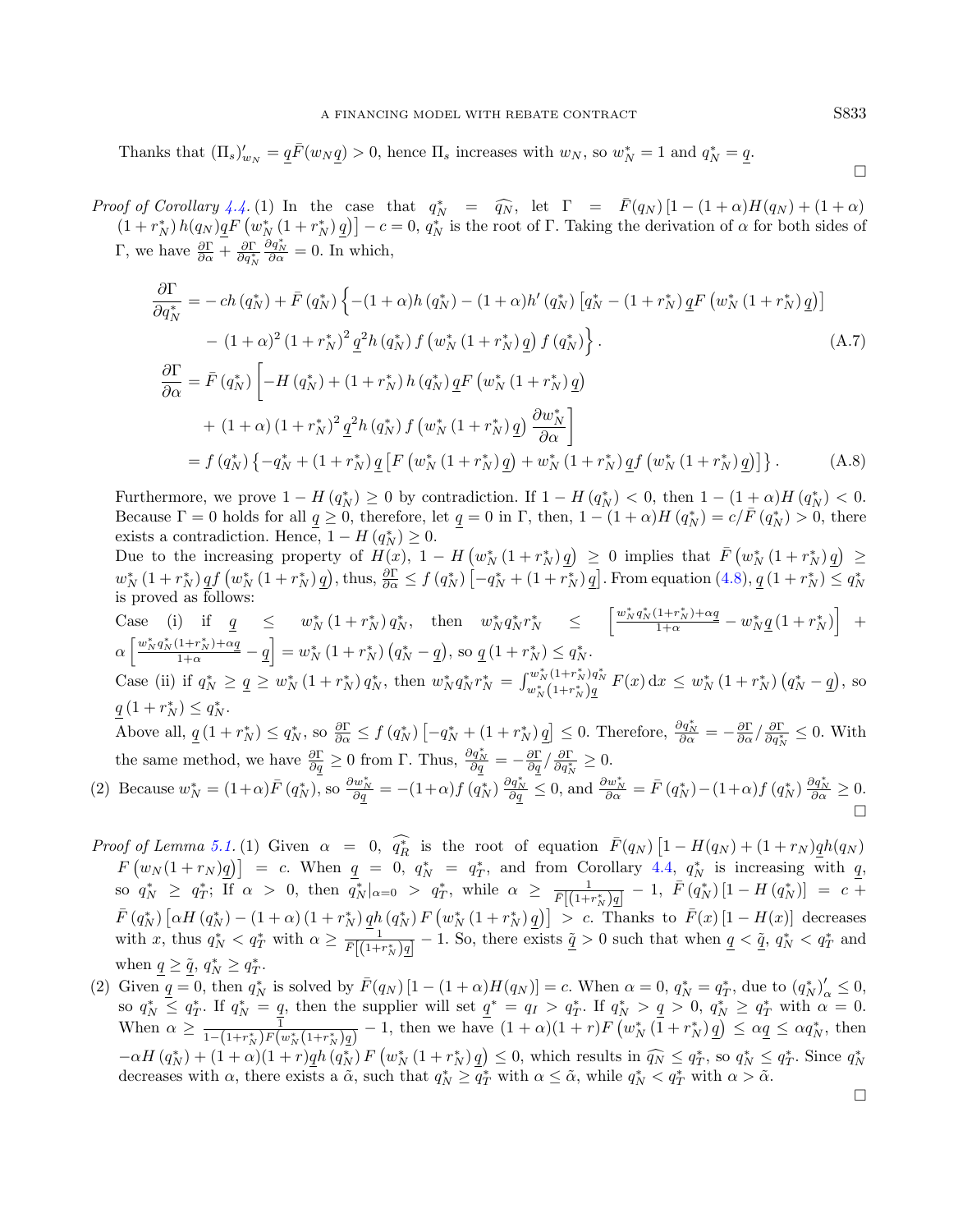Thanks that $(\Pi_s)'_{w_N} = \underline{q}\bar{F}(w_N\underline{q}) > 0$, hence $\Pi_s$ increases with $w_N$, so $w_N^* = 1$ and $q_N^* = \underline{q}$.

□

*Proof of Corollary 4.4.* (1) In the case that $q_N^* = \widehat{q_N}$, let $\Gamma = \bar{F}(q_N)\left[1-(1+\alpha)H(q_N) + (1+\alpha)(1+r_N^*)\,h(q_N)\underline{q}F\left(w_N^*\left(1+r_N^*\right)\underline{q}\right)\right] - c = 0$, $q_N^*$ is the root of $\Gamma$. Taking the derivation of $\alpha$ for both sides of $\Gamma$, we have $\frac{\partial \Gamma}{\partial \alpha} + \frac{\partial \Gamma}{\partial q_N^*}\frac{\partial q_N^*}{\partial \alpha} = 0$. In which,

$$
\begin{aligned}
\frac{\partial \Gamma}{\partial q_N^*} =& -ch\left(q_N^*\right) + \bar{F}\left(q_N^*\right)\Big\{-(1+\alpha)h\left(q_N^*\right) - (1+\alpha)h'\left(q_N^*\right)\left[q_N^* - \left(1+r_N^*\right)\underline{q}F\left(w_N^*\left(1+r_N^*\right)\underline{q}\right)\right] \\
& - (1+\alpha)^2\left(1+r_N^*\right)^2\underline{q}^2h\left(q_N^*\right)f\left(w_N^*\left(1+r_N^*\right)\underline{q}\right)f\left(q_N^*\right)\Big\}. \qquad \text{(A.7)}\\
\frac{\partial \Gamma}{\partial \alpha} =& \bar{F}\left(q_N^*\right)\bigg[-H\left(q_N^*\right) + \left(1+r_N^*\right)h\left(q_N^*\right)\underline{q}F\left(w_N^*\left(1+r_N^*\right)\underline{q}\right) \\
& + (1+\alpha)\left(1+r_N^*\right)^2\underline{q}^2h\left(q_N^*\right)f\left(w_N^*\left(1+r_N^*\right)\underline{q}\right)\frac{\partial w_N^*}{\partial \alpha}\bigg] \\
=& f\left(q_N^*\right)\left\{-q_N^* + \left(1+r_N^*\right)\underline{q}\left[F\left(w_N^*\left(1+r_N^*\right)\underline{q}\right) + w_N^*\left(1+r_N^*\right)\underline{q}f\left(w_N^*\left(1+r_N^*\right)\underline{q}\right)\right]\right\}. \qquad \text{(A.8)}
\end{aligned}
$$

Furthermore, we prove $1 - H\left(q_N^*\right) \geq 0$ by contradiction. If $1 - H\left(q_N^*\right) < 0$, then $1-(1+\alpha)H\left(q_N^*\right) < 0$. Because $\Gamma = 0$ holds for all $\underline{q} \geq 0$, therefore, let $\underline{q} = 0$ in $\Gamma$, then, $1-(1+\alpha)H\left(q_N^*\right) = c/\bar{F}\left(q_N^*\right) > 0$, there exists a contradiction. Hence, $1 - H\left(q_N^*\right) \geq 0$.

Due to the increasing property of $H(x)$, $1 - H\left(w_N^*\left(1+r_N^*\right)\underline{q}\right) \geq 0$ implies that $\bar{F}\left(w_N^*\left(1+r_N^*\right)\underline{q}\right) \geq w_N^*\left(1+r_N^*\right)\underline{q}f\left(w_N^*\left(1+r_N^*\right)\underline{q}\right)$, thus, $\frac{\partial \Gamma}{\partial \alpha} \leq f\left(q_N^*\right)\left[-q_N^* + \left(1+r_N^*\right)\underline{q}\right]$. From equation (4.8), $\underline{q}\left(1+r_N^*\right) \leq q_N^*$ is proved as follows:

Case (i) if $\underline{q} \leq w_N^*\left(1+r_N^*\right)q_N^*$, then $w_N^*q_N^*r_N^* \leq \left[\frac{w_N^*q_N^*\left(1+r_N^*\right)+\alpha\underline{q}}{1+\alpha} - w_N^*\underline{q}\left(1+r_N^*\right)\right] + \alpha\left[\frac{w_N^*q_N^*\left(1+r_N^*\right)+\alpha\underline{q}}{1+\alpha} - \underline{q}\right] = w_N^*\left(1+r_N^*\right)\left(q_N^* - \underline{q}\right)$, so $\underline{q}\left(1+r_N^*\right) \leq q_N^*$.

Case (ii) if $q_N^* \geq \underline{q} \geq w_N^*\left(1+r_N^*\right)q_N^*$, then $w_N^*q_N^*r_N^* = \int_{w_N^*\left(1+r_N^*\right)\underline{q}}^{w_N^*\left(1+r_N^*\right)q_N^*} F(x)\,\mathrm{d}x \leq w_N^*\left(1+r_N^*\right)\left(q_N^* - \underline{q}\right)$, so $\underline{q}\left(1+r_N^*\right) \leq q_N^*$.

Above all, $\underline{q}\left(1+r_N^*\right) \leq q_N^*$, so $\frac{\partial \Gamma}{\partial \alpha} \leq f\left(q_N^*\right)\left[-q_N^* + \left(1+r_N^*\right)\underline{q}\right] \leq 0$. Therefore, $\frac{\partial q_N^*}{\partial \alpha} = -\frac{\partial \Gamma}{\partial \alpha}/\frac{\partial \Gamma}{\partial q_N^*} \leq 0$. With the same method, we have $\frac{\partial \Gamma}{\partial \underline{q}} \geq 0$ from $\Gamma$. Thus, $\frac{\partial q_N^*}{\partial \underline{q}} = -\frac{\partial \Gamma}{\partial \underline{q}}/\frac{\partial \Gamma}{\partial q_N^*} \geq 0$.

(2) Because $w_N^* = (1+\alpha)\bar{F}\left(q_N^*\right)$, so $\frac{\partial w_N^*}{\partial \underline{q}} = -(1+\alpha)f\left(q_N^*\right)\frac{\partial q_N^*}{\partial \underline{q}} \leq 0$, and $\frac{\partial w_N^*}{\partial \alpha} = \bar{F}\left(q_N^*\right) - (1+\alpha)f\left(q_N^*\right)\frac{\partial q_N^*}{\partial \alpha} \geq 0$.

□

*Proof of Lemma 5.1.* (1) Given $\alpha = 0$, $\widehat{q_R^*}$ is the root of equation $\bar{F}(q_N)\left[1 - H(q_N) + (1+r_N)\underline{q}h(q_N)F\left(w_N(1+r_N)\underline{q}\right)\right] = c$. When $\underline{q} = 0$, $q_N^* = q_T^*$, and from Corollary 4.4, $q_N^*$ is increasing with $\underline{q}$, so $q_N^* \geq q_T^*$; If $\alpha > 0$, then $q_N^*|_{\alpha=0} > q_T^*$, while $\alpha \geq \frac{1}{F\left[\left(1+r_N^*\right)\underline{q}\right]} - 1$, $\bar{F}\left(q_N^*\right)\left[1 - H\left(q_N^*\right)\right] = c + \bar{F}\left(q_N^*\right)\left[\alpha H\left(q_N^*\right) - (1+\alpha)\left(1+r_N^*\right)\underline{q}h\left(q_N^*\right)F\left(w_N\left(1+r_N^*\right)\underline{q}\right)\right] > c$. Thanks to $\bar{F}(x)\left[1 - H(x)\right]$ decreases with $x$, thus $q_N^* < q_T^*$ with $\alpha \geq \frac{1}{F\left[\left(1+r_N^*\right)\underline{q}\right]} - 1$. So, there exists $\tilde{q} > 0$ such that when $\underline{q} < \tilde{q}$, $q_N^* < q_T^*$ and when $\underline{q} \geq \tilde{q}$, $q_N^* \geq q_T^*$.

(2) Given $\underline{q} = 0$, then $q_N^*$ is solved by $\bar{F}(q_N)\left[1-(1+\alpha)H(q_N)\right] = c$. When $\alpha = 0$, $q_N^* = q_T^*$, due to $\left(q_N^*\right)'_\alpha \leq 0$, so $q_N^* \leq q_T^*$. If $q_N^* = \underline{q}$, then the supplier will set $\underline{q}^* = q_I > q_T^*$. If $q_N^* > \underline{q} > 0$, $q_N^* \geq q_T^*$ with $\alpha = 0$. When $\alpha \geq \frac{1}{1-\left(1+r_N^*\right)F\left(w_N^*\left(1+r_N^*\right)\underline{q}\right)} - 1$, then we have $(1+\alpha)(1+r)F\left(w_N^*\left(1+r_N^*\right)\underline{q}\right) \leq \alpha\underline{q} \leq \alpha q_N^*$, then $-\alpha H\left(q_N^*\right) + (1+\alpha)(1+r)\underline{q}h\left(q_N^*\right)F\left(w_N^*\left(1+r_N^*\right)\underline{q}\right) \leq 0$, which results in $\widehat{q_N} \leq q_T^*$, so $q_N^* \leq q_T^*$. Since $q_N^*$ decreases with $\alpha$, there exists a $\tilde{\alpha}$, such that $q_N^* \geq q_T^*$ with $\alpha \leq \tilde{\alpha}$, while $q_N^* < q_T^*$ with $\alpha > \tilde{\alpha}$.

□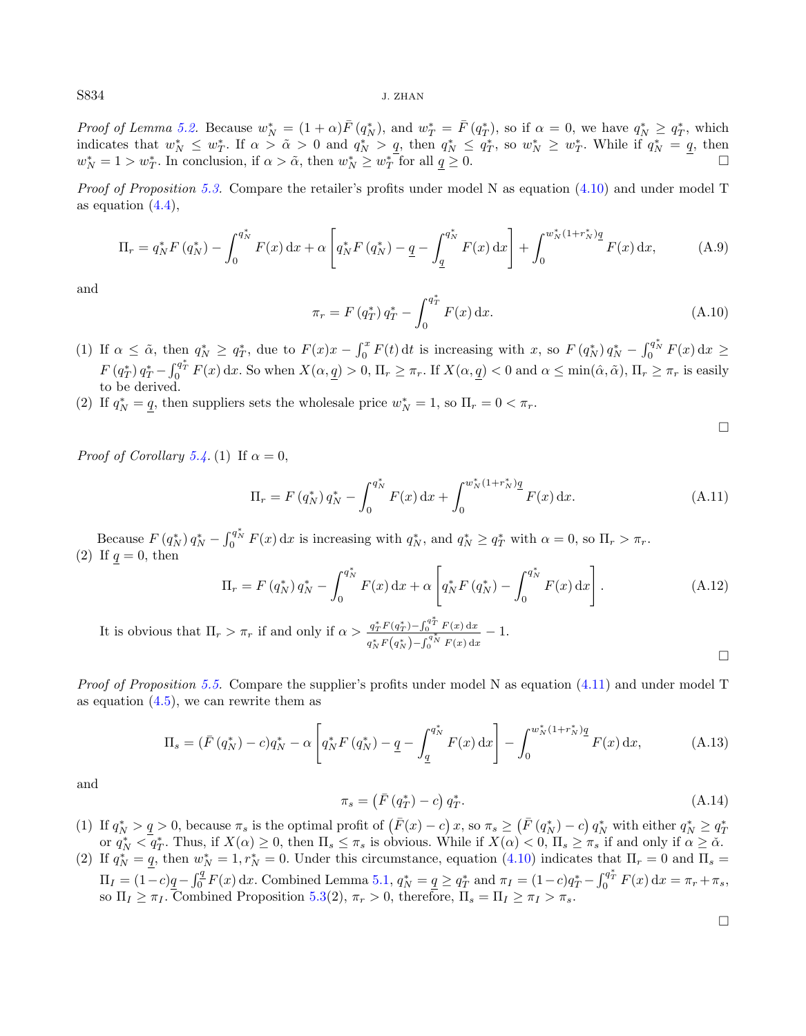*Proof of Lemma 5.2.* Because $w_N^* = (1+\alpha)\bar{F}(q_N^*)$, and $w_T^* = \bar{F}(q_T^*)$, so if $\alpha = 0$, we have $q_N^* \geq q_T^*$, which indicates that $w_N^* \leq w_T^*$. If $\alpha > \tilde{\alpha} > 0$ and $q_N^* > \underline{q}$, then $q_N^* \leq q_T^*$, so $w_N^* \geq w_T^*$. While if $q_N^* = \underline{q}$, then $w_N^* = 1 > w_T^*$. In conclusion, if $\alpha > \tilde{\alpha}$, then $w_N^* \geq w_T^*$ for all $\underline{q} \geq 0$. $\square$

*Proof of Proposition 5.3.* Compare the retailer's profits under model N as equation (4.10) and under model T as equation (4.4),

$$\Pi_r = q_N^* F(q_N^*) - \int_0^{q_N^*} F(x)\,\mathrm{d}x + \alpha\left[q_N^* F(q_N^*) - \underline{q} - \int_{\underline{q}}^{q_N^*} F(x)\,\mathrm{d}x\right] + \int_0^{w_N^*(1+r_N^*)\underline{q}} F(x)\,\mathrm{d}x, \tag{A.9}$$

and

$$\pi_r = F(q_T^*)\,q_T^* - \int_0^{q_T^*} F(x)\,\mathrm{d}x. \tag{A.10}$$

(1) If $\alpha \leq \tilde{\alpha}$, then $q_N^* \geq q_T^*$, due to $F(x)x - \int_0^x F(t)\,\mathrm{d}t$ is increasing with $x$, so $F(q_N^*)\,q_N^* - \int_0^{q_N^*} F(x)\,\mathrm{d}x \geq F(q_T^*)\,q_T^* - \int_0^{q_T^*} F(x)\,\mathrm{d}x$. So when $X(\alpha,\underline{q}) > 0$, $\Pi_r \geq \pi_r$. If $X(\alpha,\underline{q}) < 0$ and $\alpha \leq \min(\hat{\alpha},\tilde{\alpha})$, $\Pi_r \geq \pi_r$ is easily to be derived.
(2) If $q_N^* = \underline{q}$, then suppliers sets the wholesale price $w_N^* = 1$, so $\Pi_r = 0 < \pi_r$.

$\square$

*Proof of Corollary 5.4.* (1) If $\alpha = 0$,

$$\Pi_r = F(q_N^*)\,q_N^* - \int_0^{q_N^*} F(x)\,\mathrm{d}x + \int_0^{w_N^*(1+r_N^*)\underline{q}} F(x)\,\mathrm{d}x. \tag{A.11}$$

Because $F(q_N^*)\,q_N^* - \int_0^{q_N^*} F(x)\,\mathrm{d}x$ is increasing with $q_N^*$, and $q_N^* \geq q_T^*$ with $\alpha = 0$, so $\Pi_r > \pi_r$.
(2) If $\underline{q} = 0$, then

$$\Pi_r = F(q_N^*)\,q_N^* - \int_0^{q_N^*} F(x)\,\mathrm{d}x + \alpha\left[q_N^* F(q_N^*) - \int_0^{q_N^*} F(x)\,\mathrm{d}x\right]. \tag{A.12}$$

It is obvious that $\Pi_r > \pi_r$ if and only if $\alpha > \frac{q_T^* F(q_T^*) - \int_0^{q_T^*} F(x)\,\mathrm{d}x}{q_N^* F(q_N^*) - \int_0^{q_N^*} F(x)\,\mathrm{d}x} - 1$.

$\square$

*Proof of Proposition 5.5.* Compare the supplier's profits under model N as equation (4.11) and under model T as equation (4.5), we can rewrite them as

$$\Pi_s = (\bar{F}(q_N^*) - c)q_N^* - \alpha\left[q_N^* F(q_N^*) - \underline{q} - \int_{\underline{q}}^{q_N^*} F(x)\,\mathrm{d}x\right] - \int_0^{w_N^*(1+r_N^*)\underline{q}} F(x)\,\mathrm{d}x, \tag{A.13}$$

and

$$\pi_s = (\bar{F}(q_T^*) - c)\,q_T^*. \tag{A.14}$$

(1) If $q_N^* > \underline{q} > 0$, because $\pi_s$ is the optimal profit of $(\bar{F}(x) - c)\,x$, so $\pi_s \geq (\bar{F}(q_N^*) - c)\,q_N^*$ with either $q_N^* \geq q_T^*$ or $q_N^* < q_T^*$. Thus, if $X(\alpha) \geq 0$, then $\Pi_s \leq \pi_s$ is obvious. While if $X(\alpha) < 0$, $\Pi_s \geq \pi_s$ if and only if $\alpha \geq \check{\alpha}$.
(2) If $q_N^* = \underline{q}$, then $w_N^* = 1, r_N^* = 0$. Under this circumstance, equation (4.10) indicates that $\Pi_r = 0$ and $\Pi_s = \Pi_I = (1-c)\underline{q} - \int_0^{\underline{q}} F(x)\,\mathrm{d}x$. Combined Lemma 5.1, $q_N^* = \underline{q} \geq q_T^*$ and $\pi_I = (1-c)q_T^* - \int_0^{q_T^*} F(x)\,\mathrm{d}x = \pi_r + \pi_s$, so $\Pi_I \geq \pi_I$. Combined Proposition 5.3(2), $\pi_r > 0$, therefore, $\Pi_s = \Pi_I \geq \pi_I > \pi_s$.

$\square$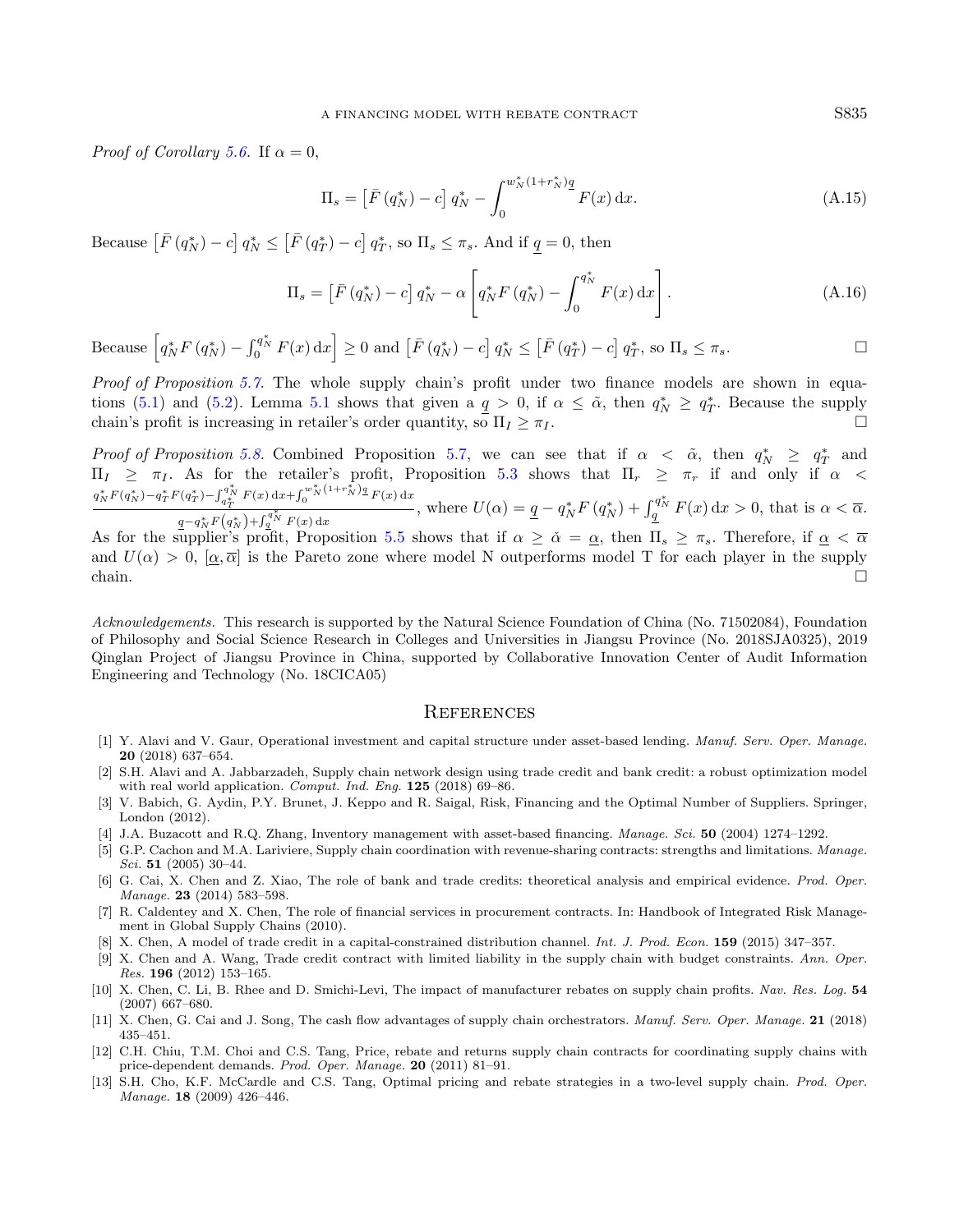*Proof of Corollary 5.6.* If $\alpha = 0$,

$$\Pi_s = \left[\bar{F}\left(q_N^*\right) - c\right] q_N^* - \int_0^{w_N^*(1+r_N^*)\underline{q}} F(x)\,\mathrm{d}x. \tag{A.15}$$

Because $\left[\bar{F}\left(q_N^*\right) - c\right] q_N^* \leq \left[\bar{F}\left(q_T^*\right) - c\right] q_T^*$, so $\Pi_s \leq \pi_s$. And if $\underline{q} = 0$, then

$$\Pi_s = \left[\bar{F}\left(q_N^*\right) - c\right] q_N^* - \alpha \left[q_N^* F\left(q_N^*\right) - \int_0^{q_N^*} F(x)\,\mathrm{d}x\right]. \tag{A.16}$$

Because $\left[q_N^* F\left(q_N^*\right) - \int_0^{q_N^*} F(x)\,\mathrm{d}x\right] \geq 0$ and $\left[\bar{F}\left(q_N^*\right) - c\right] q_N^* \leq \left[\bar{F}\left(q_T^*\right) - c\right] q_T^*$, so $\Pi_s \leq \pi_s$. □

*Proof of Proposition 5.7.* The whole supply chain's profit under two finance models are shown in equations (5.1) and (5.2). Lemma 5.1 shows that given a $\underline{q} > 0$, if $\alpha \leq \tilde{\alpha}$, then $q_N^* \geq q_T^*$. Because the supply chain's profit is increasing in retailer's order quantity, so $\Pi_I \geq \pi_I$. □

*Proof of Proposition 5.8.* Combined Proposition 5.7, we can see that if $\alpha < \tilde{\alpha}$, then $q_N^* \geq q_T^*$ and $\Pi_I \geq \pi_I$. As for the retailer's profit, Proposition 5.3 shows that $\Pi_r \geq \pi_r$ if and only if $\alpha < \frac{q_N^* F(q_N^*) - q_T^* F(q_T^*) - \int_{q_T^*}^{q_N^*} F(x)\,\mathrm{d}x + \int_0^{w_N^*(1+r_N^*)\underline{q}} F(x)\,\mathrm{d}x}{\underline{q} - q_N^* F\left(q_N^*\right) + \int_{\underline{q}}^{q_N^*} F(x)\,\mathrm{d}x}$, where $U(\alpha) = \underline{q} - q_N^* F\left(q_N^*\right) + \int_{\underline{q}}^{q_N^*} F(x)\,\mathrm{d}x > 0$, that is $\alpha < \overline{\alpha}$. As for the supplier's profit, Proposition 5.5 shows that if $\alpha \geq \breve{\alpha} = \underline{\alpha}$, then $\Pi_s \geq \pi_s$. Therefore, if $\underline{\alpha} < \overline{\alpha}$ and $U(\alpha) > 0$, $[\underline{\alpha}, \overline{\alpha}]$ is the Pareto zone where model N outperforms model T for each player in the supply chain. □

*Acknowledgements.* This research is supported by the Natural Science Foundation of China (No. 71502084), Foundation of Philosophy and Social Science Research in Colleges and Universities in Jiangsu Province (No. 2018SJA0325), 2019 Qinglan Project of Jiangsu Province in China, supported by Collaborative Innovation Center of Audit Information Engineering and Technology (No. 18CICA05)

## References

[1] Y. Alavi and V. Gaur, Operational investment and capital structure under asset-based lending. *Manuf. Serv. Oper. Manage.* **20** (2018) 637–654.

[2] S.H. Alavi and A. Jabbarzadeh, Supply chain network design using trade credit and bank credit: a robust optimization model with real world application. *Comput. Ind. Eng.* **125** (2018) 69–86.

[3] V. Babich, G. Aydin, P.Y. Brunet, J. Keppo and R. Saigal, Risk, Financing and the Optimal Number of Suppliers. Springer, London (2012).

[4] J.A. Buzacott and R.Q. Zhang, Inventory management with asset-based financing. *Manage. Sci.* **50** (2004) 1274–1292.

[5] G.P. Cachon and M.A. Lariviere, Supply chain coordination with revenue-sharing contracts: strengths and limitations. *Manage. Sci.* **51** (2005) 30–44.

[6] G. Cai, X. Chen and Z. Xiao, The role of bank and trade credits: theoretical analysis and empirical evidence. *Prod. Oper. Manage.* **23** (2014) 583–598.

[7] R. Caldentey and X. Chen, The role of financial services in procurement contracts. In: Handbook of Integrated Risk Management in Global Supply Chains (2010).

[8] X. Chen, A model of trade credit in a capital-constrained distribution channel. *Int. J. Prod. Econ.* **159** (2015) 347–357.

[9] X. Chen and A. Wang, Trade credit contract with limited liability in the supply chain with budget constraints. *Ann. Oper. Res.* **196** (2012) 153–165.

[10] X. Chen, C. Li, B. Rhee and D. Smichi-Levi, The impact of manufacturer rebates on supply chain profits. *Nav. Res. Log.* **54** (2007) 667–680.

[11] X. Chen, G. Cai and J. Song, The cash flow advantages of supply chain orchestrators. *Manuf. Serv. Oper. Manage.* **21** (2018) 435–451.

[12] C.H. Chiu, T.M. Choi and C.S. Tang, Price, rebate and returns supply chain contracts for coordinating supply chains with price-dependent demands. *Prod. Oper. Manage.* **20** (2011) 81–91.

[13] S.H. Cho, K.F. McCardle and C.S. Tang, Optimal pricing and rebate strategies in a two-level supply chain. *Prod. Oper. Manage.* **18** (2009) 426–446.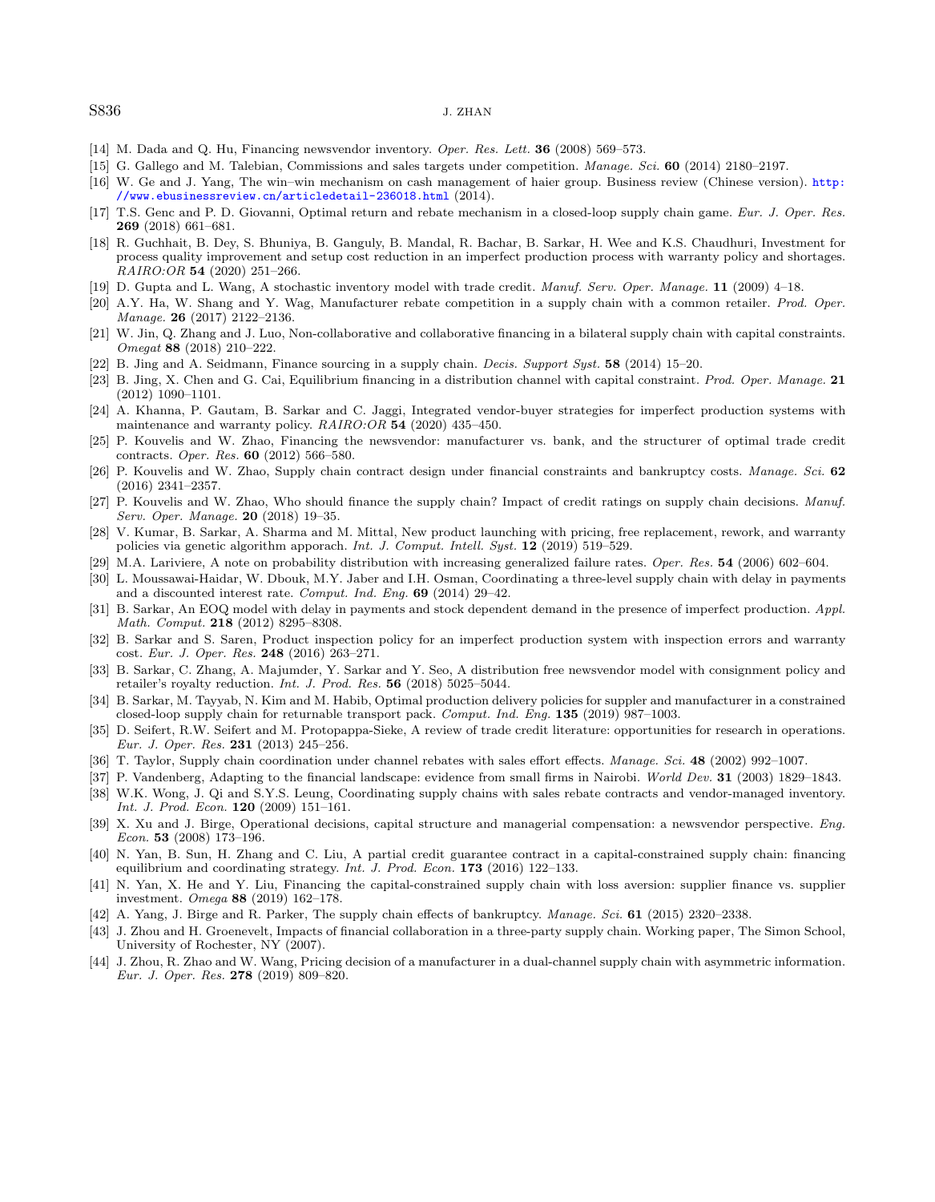- [14] M. Dada and Q. Hu, Financing newsvendor inventory. *Oper. Res. Lett.* **36** (2008) 569–573.
- [15] G. Gallego and M. Talebian, Commissions and sales targets under competition. *Manage. Sci.* **60** (2014) 2180–2197.
- [16] W. Ge and J. Yang, The win–win mechanism on cash management of haier group. Business review (Chinese version). http://www.ebusinessreview.cn/articledetail-236018.html (2014).
- [17] T.S. Genc and P. D. Giovanni, Optimal return and rebate mechanism in a closed-loop supply chain game. *Eur. J. Oper. Res.* **269** (2018) 661–681.
- [18] R. Guchhait, B. Dey, S. Bhuniya, B. Ganguly, B. Mandal, R. Bachar, B. Sarkar, H. Wee and K.S. Chaudhuri, Investment for process quality improvement and setup cost reduction in an imperfect production process with warranty policy and shortages. *RAIRO:OR* **54** (2020) 251–266.
- [19] D. Gupta and L. Wang, A stochastic inventory model with trade credit. *Manuf. Serv. Oper. Manage.* **11** (2009) 4–18.
- [20] A.Y. Ha, W. Shang and Y. Wag, Manufacturer rebate competition in a supply chain with a common retailer. *Prod. Oper. Manage.* **26** (2017) 2122–2136.
- [21] W. Jin, Q. Zhang and J. Luo, Non-collaborative and collaborative financing in a bilateral supply chain with capital constraints. *Omegat* **88** (2018) 210–222.
- [22] B. Jing and A. Seidmann, Finance sourcing in a supply chain. *Decis. Support Syst.* **58** (2014) 15–20.
- [23] B. Jing, X. Chen and G. Cai, Equilibrium financing in a distribution channel with capital constraint. *Prod. Oper. Manage.* **21** (2012) 1090–1101.
- [24] A. Khanna, P. Gautam, B. Sarkar and C. Jaggi, Integrated vendor-buyer strategies for imperfect production systems with maintenance and warranty policy. *RAIRO:OR* **54** (2020) 435–450.
- [25] P. Kouvelis and W. Zhao, Financing the newsvendor: manufacturer vs. bank, and the structurer of optimal trade credit contracts. *Oper. Res.* **60** (2012) 566–580.
- [26] P. Kouvelis and W. Zhao, Supply chain contract design under financial constraints and bankruptcy costs. *Manage. Sci.* **62** (2016) 2341–2357.
- [27] P. Kouvelis and W. Zhao, Who should finance the supply chain? Impact of credit ratings on supply chain decisions. *Manuf. Serv. Oper. Manage.* **20** (2018) 19–35.
- [28] V. Kumar, B. Sarkar, A. Sharma and M. Mittal, New product launching with pricing, free replacement, rework, and warranty policies via genetic algorithm apporach. *Int. J. Comput. Intell. Syst.* **12** (2019) 519–529.
- [29] M.A. Lariviere, A note on probability distribution with increasing generalized failure rates. *Oper. Res.* **54** (2006) 602–604.
- [30] L. Moussawai-Haidar, W. Dbouk, M.Y. Jaber and I.H. Osman, Coordinating a three-level supply chain with delay in payments and a discounted interest rate. *Comput. Ind. Eng.* **69** (2014) 29–42.
- [31] B. Sarkar, An EOQ model with delay in payments and stock dependent demand in the presence of imperfect production. *Appl. Math. Comput.* **218** (2012) 8295–8308.
- [32] B. Sarkar and S. Saren, Product inspection policy for an imperfect production system with inspection errors and warranty cost. *Eur. J. Oper. Res.* **248** (2016) 263–271.
- [33] B. Sarkar, C. Zhang, A. Majumder, Y. Sarkar and Y. Seo, A distribution free newsvendor model with consignment policy and retailer's royalty reduction. *Int. J. Prod. Res.* **56** (2018) 5025–5044.
- [34] B. Sarkar, M. Tayyab, N. Kim and M. Habib, Optimal production delivery policies for suppler and manufacturer in a constrained closed-loop supply chain for returnable transport pack. *Comput. Ind. Eng.* **135** (2019) 987–1003.
- [35] D. Seifert, R.W. Seifert and M. Protopappa-Sieke, A review of trade credit literature: opportunities for research in operations. *Eur. J. Oper. Res.* **231** (2013) 245–256.
- [36] T. Taylor, Supply chain coordination under channel rebates with sales effort effects. *Manage. Sci.* **48** (2002) 992–1007.
- [37] P. Vandenberg, Adapting to the financial landscape: evidence from small firms in Nairobi. *World Dev.* **31** (2003) 1829–1843.
- [38] W.K. Wong, J. Qi and S.Y.S. Leung, Coordinating supply chains with sales rebate contracts and vendor-managed inventory. *Int. J. Prod. Econ.* **120** (2009) 151–161.
- [39] X. Xu and J. Birge, Operational decisions, capital structure and managerial compensation: a newsvendor perspective. *Eng. Econ.* **53** (2008) 173–196.
- [40] N. Yan, B. Sun, H. Zhang and C. Liu, A partial credit guarantee contract in a capital-constrained supply chain: financing equilibrium and coordinating strategy. *Int. J. Prod. Econ.* **173** (2016) 122–133.
- [41] N. Yan, X. He and Y. Liu, Financing the capital-constrained supply chain with loss aversion: supplier finance vs. supplier investment. *Omega* **88** (2019) 162–178.
- [42] A. Yang, J. Birge and R. Parker, The supply chain effects of bankruptcy. *Manage. Sci.* **61** (2015) 2320–2338.
- [43] J. Zhou and H. Groenevelt, Impacts of financial collaboration in a three-party supply chain. Working paper, The Simon School, University of Rochester, NY (2007).
- [44] J. Zhou, R. Zhao and W. Wang, Pricing decision of a manufacturer in a dual-channel supply chain with asymmetric information. *Eur. J. Oper. Res.* **278** (2019) 809–820.